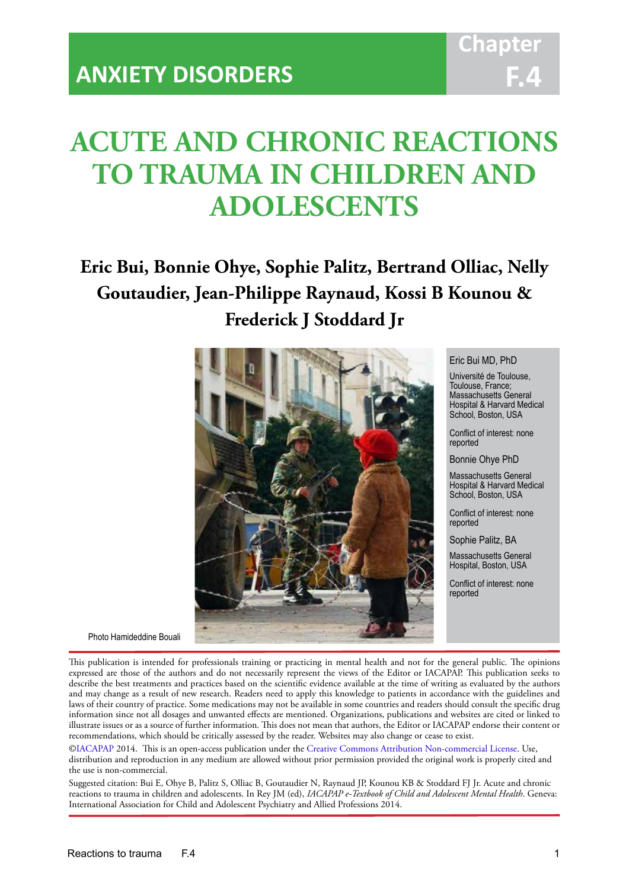ANXIETY DISORDERS

Chapter F.4

# ACUTE AND CHRONIC REACTIONS TO TRAUMA IN CHILDREN AND ADOLESCENTS

**Eric Bui, Bonnie Ohye, Sophie Palitz, Bertrand Olliac, Nelly Goutaudier, Jean-Philippe Raynaud, Kossi B Kounou & Frederick J Stoddard Jr**

Photo Hamideddine Bouali

Eric Bui MD, PhD

Université de Toulouse, Toulouse, France; Massachusetts General Hospital & Harvard Medical School, Boston, USA

Conflict of interest: none reported

Bonnie Ohye PhD

Massachusetts General Hospital & Harvard Medical School, Boston, USA

Conflict of interest: none reported

Sophie Palitz, BA

Massachusetts General Hospital, Boston, USA

Conflict of interest: none reported

This publication is intended for professionals training or practicing in mental health and not for the general public. The opinions expressed are those of the authors and do not necessarily represent the views of the Editor or IACAPAP. This publication seeks to describe the best treatments and practices based on the scientific evidence available at the time of writing as evaluated by the authors and may change as a result of new research. Readers need to apply this knowledge to patients in accordance with the guidelines and laws of their country of practice. Some medications may not be available in some countries and readers should consult the specific drug information since not all dosages and unwanted effects are mentioned. Organizations, publications and websites are cited or linked to illustrate issues or as a source of further information. This does not mean that authors, the Editor or IACAPAP endorse their content or recommendations, which should be critically assessed by the reader. Websites may also change or cease to exist.

©IACAPAP 2014. This is an open-access publication under the Creative Commons Attribution Non-commercial License. Use, distribution and reproduction in any medium are allowed without prior permission provided the original work is properly cited and the use is non-commercial.

Suggested citation: Bui E, Ohye B, Palitz S, Olliac B, Goutaudier N, Raynaud JP, Kounou KB & Stoddard FJ Jr. Acute and chronic reactions to trauma in children and adolescents. In Rey JM (ed), *IACAPAP e-Textbook of Child and Adolescent Mental Health*. Geneva: International Association for Child and Adolescent Psychiatry and Allied Professions 2014.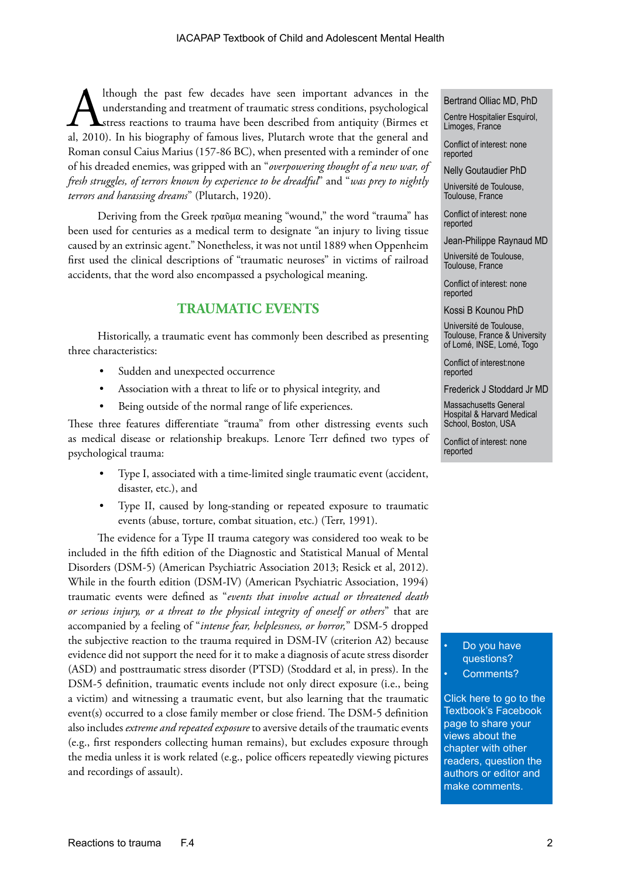Although the past few decades have seen important advances in the understanding and treatment of traumatic stress conditions, psychological stress reactions to trauma have been described from antiquity (Birmes et al, 2010). In his biography of famous lives, Plutarch wrote that the general and Roman consul Caius Marius (157-86 BC), when presented with a reminder of one of his dreaded enemies, was gripped with an "*overpowering thought of a new war, of fresh struggles, of terrors known by experience to be dreadful*" and "*was prey to nightly terrors and harassing dreams*" (Plutarch, 1920).

Deriving from the Greek τραῦμα meaning "wound," the word "trauma" has been used for centuries as a medical term to designate "an injury to living tissue caused by an extrinsic agent." Nonetheless, it was not until 1889 when Oppenheim first used the clinical descriptions of "traumatic neuroses" in victims of railroad accidents, that the word also encompassed a psychological meaning.

Bertrand Olliac MD, PhD

Centre Hospitalier Esquirol, Limoges, France

Conflict of interest: none reported

Nelly Goutaudier PhD

Université de Toulouse, Toulouse, France

Conflict of interest: none reported

Jean-Philippe Raynaud MD

Université de Toulouse, Toulouse, France

Conflict of interest: none reported

Kossi B Kounou PhD

Université de Toulouse, Toulouse, France & University of Lomé, INSE, Lomé, Togo

Conflict of interest:none reported

Frederick J Stoddard Jr MD

Massachusetts General Hospital & Harvard Medical School, Boston, USA

Conflict of interest: none reported

## TRAUMATIC EVENTS

Historically, a traumatic event has commonly been described as presenting three characteristics:

- Sudden and unexpected occurrence
- Association with a threat to life or to physical integrity, and
- Being outside of the normal range of life experiences.

These three features differentiate "trauma" from other distressing events such as medical disease or relationship breakups. Lenore Terr defined two types of psychological trauma:

- Type I, associated with a time-limited single traumatic event (accident, disaster, etc.), and
- Type II, caused by long-standing or repeated exposure to traumatic events (abuse, torture, combat situation, etc.) (Terr, 1991).

The evidence for a Type II trauma category was considered too weak to be included in the fifth edition of the Diagnostic and Statistical Manual of Mental Disorders (DSM-5) (American Psychiatric Association 2013; Resick et al, 2012). While in the fourth edition (DSM-IV) (American Psychiatric Association, 1994) traumatic events were defined as "*events that involve actual or threatened death or serious injury, or a threat to the physical integrity of oneself or others*" that are accompanied by a feeling of "*intense fear, helplessness, or horror,*" DSM-5 dropped the subjective reaction to the trauma required in DSM-IV (criterion A2) because evidence did not support the need for it to make a diagnosis of acute stress disorder (ASD) and posttraumatic stress disorder (PTSD) (Stoddard et al, in press). In the DSM-5 definition, traumatic events include not only direct exposure (i.e., being a victim) and witnessing a traumatic event, but also learning that the traumatic event(s) occurred to a close family member or close friend. The DSM-5 definition also includes *extreme and repeated exposure* to aversive details of the traumatic events (e.g., first responders collecting human remains), but excludes exposure through the media unless it is work related (e.g., police officers repeatedly viewing pictures and recordings of assault).

- Do you have questions?
- Comments?

Click here to go to the Textbook's Facebook page to share your views about the chapter with other readers, question the authors or editor and make comments.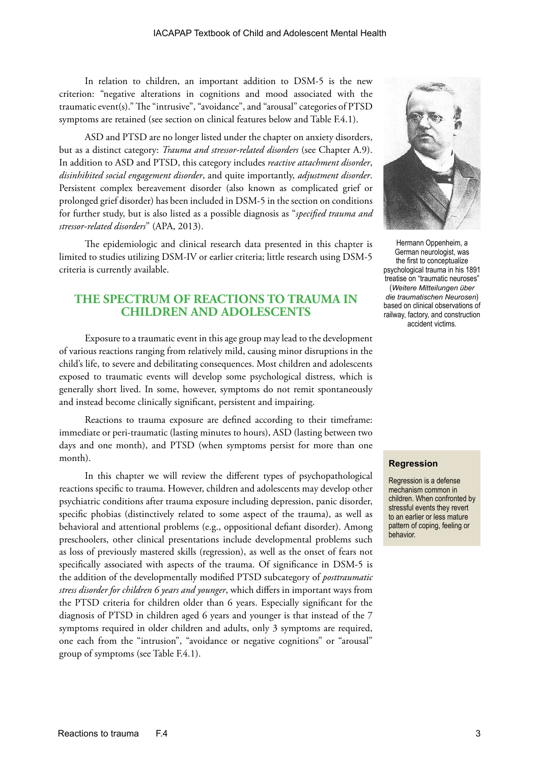In relation to children, an important addition to DSM-5 is the new criterion: "negative alterations in cognitions and mood associated with the traumatic event(s)." The "intrusive", "avoidance", and "arousal" categories of PTSD symptoms are retained (see section on clinical features below and Table F.4.1).

ASD and PTSD are no longer listed under the chapter on anxiety disorders, but as a distinct category: *Trauma and stressor-related disorders* (see Chapter A.9). In addition to ASD and PTSD, this category includes *reactive attachment disorder*, *disinhibited social engagement disorder*, and quite importantly, *adjustment disorder*. Persistent complex bereavement disorder (also known as complicated grief or prolonged grief disorder) has been included in DSM-5 in the section on conditions for further study, but is also listed as a possible diagnosis as "*specified trauma and stressor-related disorders*" (APA, 2013).

The epidemiologic and clinical research data presented in this chapter is limited to studies utilizing DSM-IV or earlier criteria; little research using DSM-5 criteria is currently available.

Hermann Oppenheim, a German neurologist, was the first to conceptualize psychological trauma in his 1891 treatise on "traumatic neuroses" (*Weitere Mitteilungen über die traumatischen Neurosen*) based on clinical observations of railway, factory, and construction accident victims.

## THE SPECTRUM OF REACTIONS TO TRAUMA IN CHILDREN AND ADOLESCENTS

Exposure to a traumatic event in this age group may lead to the development of various reactions ranging from relatively mild, causing minor disruptions in the child's life, to severe and debilitating consequences. Most children and adolescents exposed to traumatic events will develop some psychological distress, which is generally short lived. In some, however, symptoms do not remit spontaneously and instead become clinically significant, persistent and impairing.

Reactions to trauma exposure are defined according to their timeframe: immediate or peri-traumatic (lasting minutes to hours), ASD (lasting between two days and one month), and PTSD (when symptoms persist for more than one month).

In this chapter we will review the different types of psychopathological reactions specific to trauma. However, children and adolescents may develop other psychiatric conditions after trauma exposure including depression, panic disorder, specific phobias (distinctively related to some aspect of the trauma), as well as behavioral and attentional problems (e.g., oppositional defiant disorder). Among preschoolers, other clinical presentations include developmental problems such as loss of previously mastered skills (regression), as well as the onset of fears not specifically associated with aspects of the trauma. Of significance in DSM-5 is the addition of the developmentally modified PTSD subcategory of *posttraumatic stress disorder for children 6 years and younger*, which differs in important ways from the PTSD criteria for children older than 6 years. Especially significant for the diagnosis of PTSD in children aged 6 years and younger is that instead of the 7 symptoms required in older children and adults, only 3 symptoms are required, one each from the "intrusion", "avoidance or negative cognitions" or "arousal" group of symptoms (see Table F.4.1).

**Regression**

Regression is a defense mechanism common in children. When confronted by stressful events they revert to an earlier or less mature pattern of coping, feeling or behavior.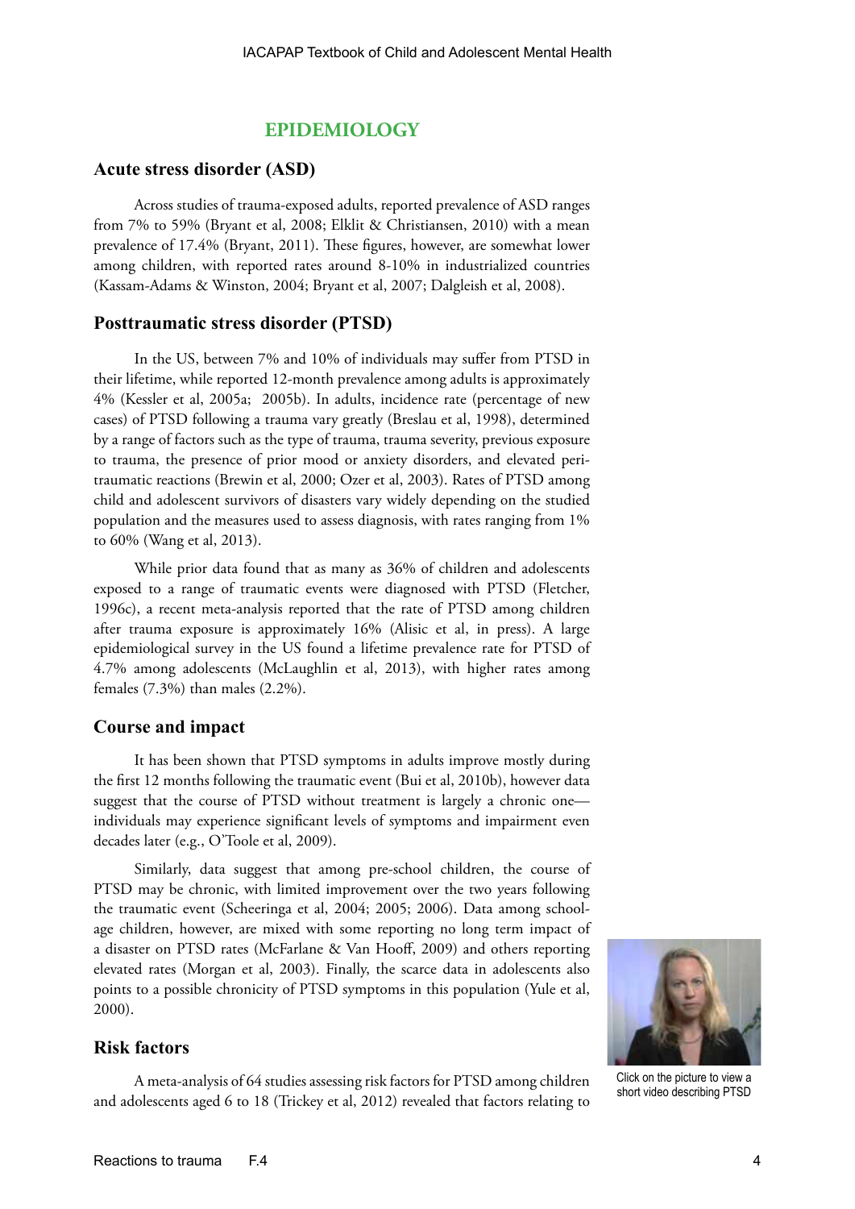## EPIDEMIOLOGY

### Acute stress disorder (ASD)

Across studies of trauma-exposed adults, reported prevalence of ASD ranges from 7% to 59% (Bryant et al, 2008; Elklit & Christiansen, 2010) with a mean prevalence of 17.4% (Bryant, 2011). These figures, however, are somewhat lower among children, with reported rates around 8-10% in industrialized countries (Kassam-Adams & Winston, 2004; Bryant et al, 2007; Dalgleish et al, 2008).

### Posttraumatic stress disorder (PTSD)

In the US, between 7% and 10% of individuals may suffer from PTSD in their lifetime, while reported 12-month prevalence among adults is approximately 4% (Kessler et al, 2005a; 2005b). In adults, incidence rate (percentage of new cases) of PTSD following a trauma vary greatly (Breslau et al, 1998), determined by a range of factors such as the type of trauma, trauma severity, previous exposure to trauma, the presence of prior mood or anxiety disorders, and elevated peri-traumatic reactions (Brewin et al, 2000; Ozer et al, 2003). Rates of PTSD among child and adolescent survivors of disasters vary widely depending on the studied population and the measures used to assess diagnosis, with rates ranging from 1% to 60% (Wang et al, 2013).

While prior data found that as many as 36% of children and adolescents exposed to a range of traumatic events were diagnosed with PTSD (Fletcher, 1996c), a recent meta-analysis reported that the rate of PTSD among children after trauma exposure is approximately 16% (Alisic et al, in press). A large epidemiological survey in the US found a lifetime prevalence rate for PTSD of 4.7% among adolescents (McLaughlin et al, 2013), with higher rates among females (7.3%) than males (2.2%).

### Course and impact

It has been shown that PTSD symptoms in adults improve mostly during the first 12 months following the traumatic event (Bui et al, 2010b), however data suggest that the course of PTSD without treatment is largely a chronic one—individuals may experience significant levels of symptoms and impairment even decades later (e.g., O'Toole et al, 2009).

Similarly, data suggest that among pre-school children, the course of PTSD may be chronic, with limited improvement over the two years following the traumatic event (Scheeringa et al, 2004; 2005; 2006). Data among school-age children, however, are mixed with some reporting no long term impact of a disaster on PTSD rates (McFarlane & Van Hooff, 2009) and others reporting elevated rates (Morgan et al, 2003). Finally, the scarce data in adolescents also points to a possible chronicity of PTSD symptoms in this population (Yule et al, 2000).

Click on the picture to view a short video describing PTSD

### Risk factors

A meta-analysis of 64 studies assessing risk factors for PTSD among children and adolescents aged 6 to 18 (Trickey et al, 2012) revealed that factors relating to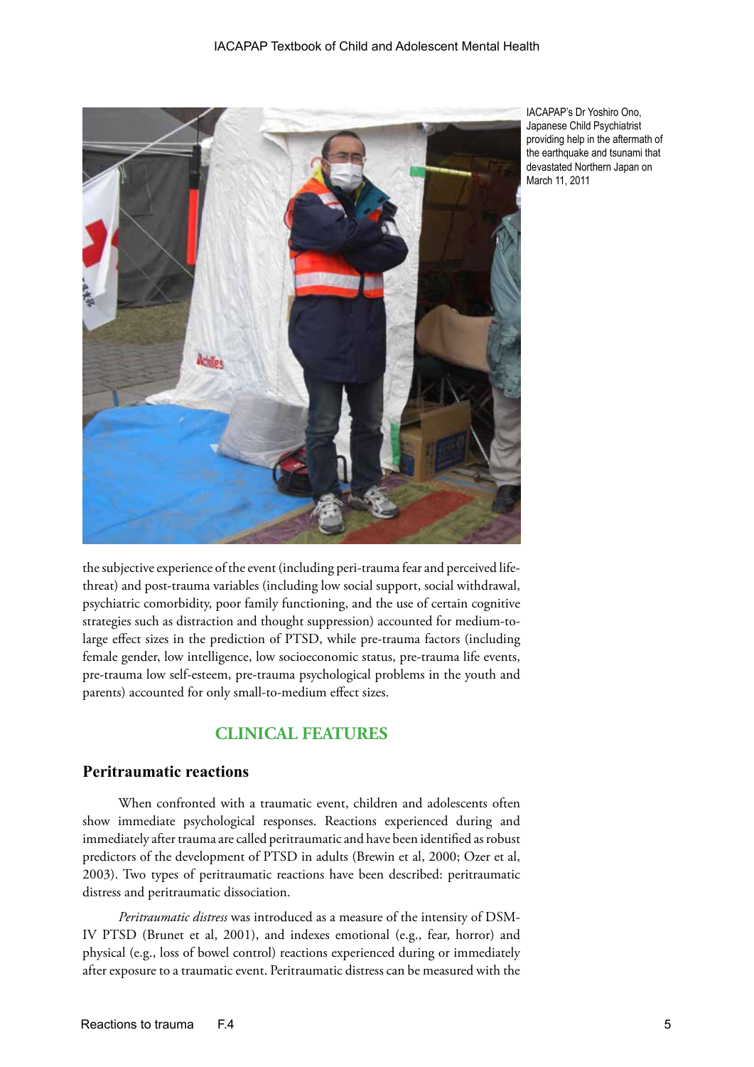IACAPAP's Dr Yoshiro Ono, Japanese Child Psychiatrist providing help in the aftermath of the earthquake and tsunami that devastated Northern Japan on March 11, 2011

the subjective experience of the event (including peri-trauma fear and perceived life-threat) and post-trauma variables (including low social support, social withdrawal, psychiatric comorbidity, poor family functioning, and the use of certain cognitive strategies such as distraction and thought suppression) accounted for medium-to-large effect sizes in the prediction of PTSD, while pre-trauma factors (including female gender, low intelligence, low socioeconomic status, pre-trauma life events, pre-trauma low self-esteem, pre-trauma psychological problems in the youth and parents) accounted for only small-to-medium effect sizes.

## CLINICAL FEATURES

### Peritraumatic reactions

When confronted with a traumatic event, children and adolescents often show immediate psychological responses. Reactions experienced during and immediately after trauma are called peritraumatic and have been identified as robust predictors of the development of PTSD in adults (Brewin et al, 2000; Ozer et al, 2003). Two types of peritraumatic reactions have been described: peritraumatic distress and peritraumatic dissociation.

*Peritraumatic distress* was introduced as a measure of the intensity of DSM-IV PTSD (Brunet et al, 2001), and indexes emotional (e.g., fear, horror) and physical (e.g., loss of bowel control) reactions experienced during or immediately after exposure to a traumatic event. Peritraumatic distress can be measured with the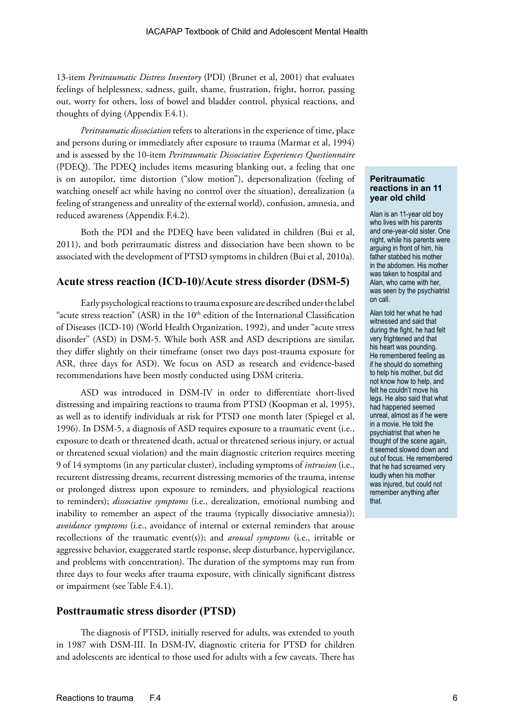13-item *Peritraumatic Distress Inventory* (PDI) (Brunet et al, 2001) that evaluates feelings of helplessness, sadness, guilt, shame, frustration, fright, horror, passing out, worry for others, loss of bowel and bladder control, physical reactions, and thoughts of dying (Appendix F.4.1).

*Peritraumatic dissociation* refers to alterations in the experience of time, place and persons during or immediately after exposure to trauma (Marmar et al, 1994) and is assessed by the 10-item *Peritraumatic Dissociative Experiences Questionnaire* (PDEQ). The PDEQ includes items measuring blanking out, a feeling that one is on autopilot, time distortion ("slow motion"), depersonalization (feeling of watching oneself act while having no control over the situation), derealization (a feeling of strangeness and unreality of the external world), confusion, amnesia, and reduced awareness (Appendix F.4.2).

Both the PDI and the PDEQ have been validated in children (Bui et al, 2011), and both peritraumatic distress and dissociation have been shown to be associated with the development of PTSD symptoms in children (Bui et al, 2010a).

> **Peritraumatic reactions in an 11 year old child**
>
> Alan is an 11-year old boy who lives with his parents and one-year-old sister. One night, while his parents were arguing in front of him, his father stabbed his mother in the abdomen. His mother was taken to hospital and Alan, who came with her, was seen by the psychiatrist on call.
>
> Alan told her what he had witnessed and said that during the fight, he had felt very frightened and that his heart was pounding. He remembered feeling as if he should do something to help his mother, but did not know how to help, and felt he couldn't move his legs. He also said that what had happened seemed unreal, almost as if he were in a movie. He told the psychiatrist that when he thought of the scene again, it seemed slowed down and out of focus. He remembered that he had screamed very loudly when his mother was injured, but could not remember anything after that.

## Acute stress reaction (ICD-10)/Acute stress disorder (DSM-5)

Early psychological reactions to trauma exposure are described under the label "acute stress reaction" (ASR) in the 10th edition of the International Classification of Diseases (ICD-10) (World Health Organization, 1992), and under "acute stress disorder" (ASD) in DSM-5. While both ASR and ASD descriptions are similar, they differ slightly on their timeframe (onset two days post-trauma exposure for ASR, three days for ASD). We focus on ASD as research and evidence-based recommendations have been mostly conducted using DSM criteria.

ASD was introduced in DSM-IV in order to differentiate short-lived distressing and impairing reactions to trauma from PTSD (Koopman et al, 1995), as well as to identify individuals at risk for PTSD one month later (Spiegel et al, 1996). In DSM-5, a diagnosis of ASD requires exposure to a traumatic event (i.e., exposure to death or threatened death, actual or threatened serious injury, or actual or threatened sexual violation) and the main diagnostic criterion requires meeting 9 of 14 symptoms (in any particular cluster), including symptoms of *intrusion* (i.e., recurrent distressing dreams, recurrent distressing memories of the trauma, intense or prolonged distress upon exposure to reminders, and physiological reactions to reminders); *dissociative symptoms* (i.e., derealization, emotional numbing and inability to remember an aspect of the trauma (typically dissociative amnesia)); *avoidance symptoms* (i.e., avoidance of internal or external reminders that arouse recollections of the traumatic event(s)); and *arousal symptoms* (i.e., irritable or aggressive behavior, exaggerated startle response, sleep disturbance, hypervigilance, and problems with concentration). The duration of the symptoms may run from three days to four weeks after trauma exposure, with clinically significant distress or impairment (see Table F.4.1).

## Posttraumatic stress disorder (PTSD)

The diagnosis of PTSD, initially reserved for adults, was extended to youth in 1987 with DSM-III. In DSM-IV, diagnostic criteria for PTSD for children and adolescents are identical to those used for adults with a few caveats. There has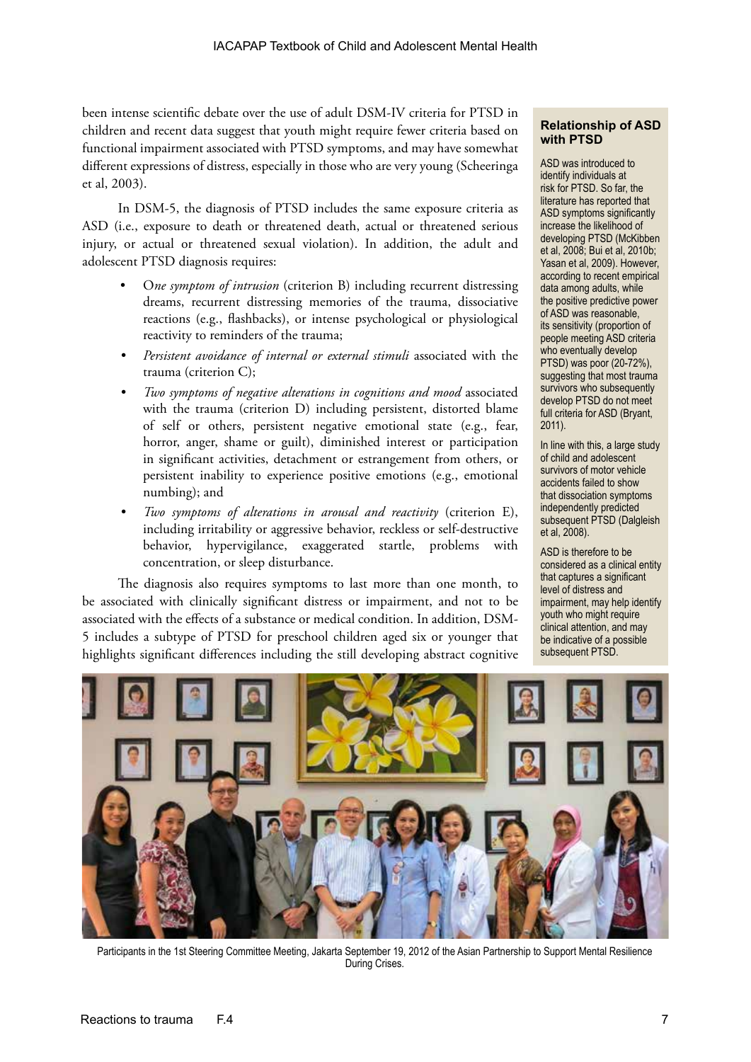been intense scientific debate over the use of adult DSM-IV criteria for PTSD in children and recent data suggest that youth might require fewer criteria based on functional impairment associated with PTSD symptoms, and may have somewhat different expressions of distress, especially in those who are very young (Scheeringa et al, 2003).

In DSM-5, the diagnosis of PTSD includes the same exposure criteria as ASD (i.e., exposure to death or threatened death, actual or threatened serious injury, or actual or threatened sexual violation). In addition, the adult and adolescent PTSD diagnosis requires:

- O*ne symptom of intrusion* (criterion B) including recurrent distressing dreams, recurrent distressing memories of the trauma, dissociative reactions (e.g., flashbacks), or intense psychological or physiological reactivity to reminders of the trauma;
- *Persistent avoidance of internal or external stimuli* associated with the trauma (criterion C);
- *Two symptoms of negative alterations in cognitions and mood* associated with the trauma (criterion D) including persistent, distorted blame of self or others, persistent negative emotional state (e.g., fear, horror, anger, shame or guilt), diminished interest or participation in significant activities, detachment or estrangement from others, or persistent inability to experience positive emotions (e.g., emotional numbing); and
- *Two symptoms of alterations in arousal and reactivity* (criterion E), including irritability or aggressive behavior, reckless or self-destructive behavior, hypervigilance, exaggerated startle, problems with concentration, or sleep disturbance.

The diagnosis also requires symptoms to last more than one month, to be associated with clinically significant distress or impairment, and not to be associated with the effects of a substance or medical condition. In addition, DSM-5 includes a subtype of PTSD for preschool children aged six or younger that highlights significant differences including the still developing abstract cognitive

**Relationship of ASD with PTSD**

ASD was introduced to identify individuals at risk for PTSD. So far, the literature has reported that ASD symptoms significantly increase the likelihood of developing PTSD (McKibben et al, 2008; Bui et al, 2010b; Yasan et al, 2009). However, according to recent empirical data among adults, while the positive predictive power of ASD was reasonable, its sensitivity (proportion of people meeting ASD criteria who eventually develop PTSD) was poor (20-72%), suggesting that most trauma survivors who subsequently develop PTSD do not meet full criteria for ASD (Bryant, 2011).

In line with this, a large study of child and adolescent survivors of motor vehicle accidents failed to show that dissociation symptoms independently predicted subsequent PTSD (Dalgleish et al, 2008).

ASD is therefore to be considered as a clinical entity that captures a significant level of distress and impairment, may help identify youth who might require clinical attention, and may be indicative of a possible subsequent PTSD.

Participants in the 1st Steering Committee Meeting, Jakarta September 19, 2012 of the Asian Partnership to Support Mental Resilience During Crises.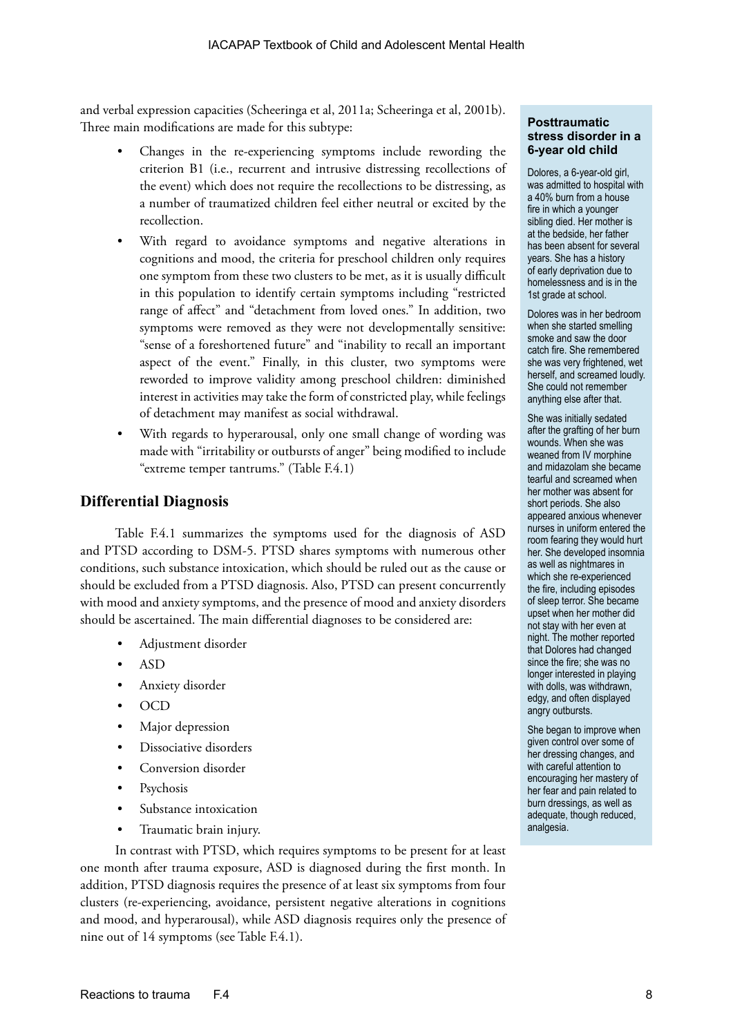and verbal expression capacities (Scheeringa et al, 2011a; Scheeringa et al, 2001b). Three main modifications are made for this subtype:

- Changes in the re-experiencing symptoms include rewording the criterion B1 (i.e., recurrent and intrusive distressing recollections of the event) which does not require the recollections to be distressing, as a number of traumatized children feel either neutral or excited by the recollection.
- With regard to avoidance symptoms and negative alterations in cognitions and mood, the criteria for preschool children only requires one symptom from these two clusters to be met, as it is usually difficult in this population to identify certain symptoms including "restricted range of affect" and "detachment from loved ones." In addition, two symptoms were removed as they were not developmentally sensitive: "sense of a foreshortened future" and "inability to recall an important aspect of the event." Finally, in this cluster, two symptoms were reworded to improve validity among preschool children: diminished interest in activities may take the form of constricted play, while feelings of detachment may manifest as social withdrawal.
- With regards to hyperarousal, only one small change of wording was made with "irritability or outbursts of anger" being modified to include "extreme temper tantrums." (Table F.4.1)

## Differential Diagnosis

Table F.4.1 summarizes the symptoms used for the diagnosis of ASD and PTSD according to DSM-5. PTSD shares symptoms with numerous other conditions, such substance intoxication, which should be ruled out as the cause or should be excluded from a PTSD diagnosis. Also, PTSD can present concurrently with mood and anxiety symptoms, and the presence of mood and anxiety disorders should be ascertained. The main differential diagnoses to be considered are:

- Adjustment disorder
- ASD
- Anxiety disorder
- OCD
- Major depression
- Dissociative disorders
- Conversion disorder
- Psychosis
- Substance intoxication
- Traumatic brain injury.

In contrast with PTSD, which requires symptoms to be present for at least one month after trauma exposure, ASD is diagnosed during the first month. In addition, PTSD diagnosis requires the presence of at least six symptoms from four clusters (re-experiencing, avoidance, persistent negative alterations in cognitions and mood, and hyperarousal), while ASD diagnosis requires only the presence of nine out of 14 symptoms (see Table F.4.1).

**Posttraumatic stress disorder in a 6-year old child**

Dolores, a 6-year-old girl, was admitted to hospital with a 40% burn from a house fire in which a younger sibling died. Her mother is at the bedside, her father has been absent for several years. She has a history of early deprivation due to homelessness and is in the 1st grade at school.

Dolores was in her bedroom when she started smelling smoke and saw the door catch fire. She remembered she was very frightened, wet herself, and screamed loudly. She could not remember anything else after that.

She was initially sedated after the grafting of her burn wounds. When she was weaned from IV morphine and midazolam she became tearful and screamed when her mother was absent for short periods. She also appeared anxious whenever nurses in uniform entered the room fearing they would hurt her. She developed insomnia as well as nightmares in which she re-experienced the fire, including episodes of sleep terror. She became upset when her mother did not stay with her even at night. The mother reported that Dolores had changed since the fire; she was no longer interested in playing with dolls, was withdrawn, edgy, and often displayed angry outbursts.

She began to improve when given control over some of her dressing changes, and with careful attention to encouraging her mastery of her fear and pain related to burn dressings, as well as adequate, though reduced, analgesia.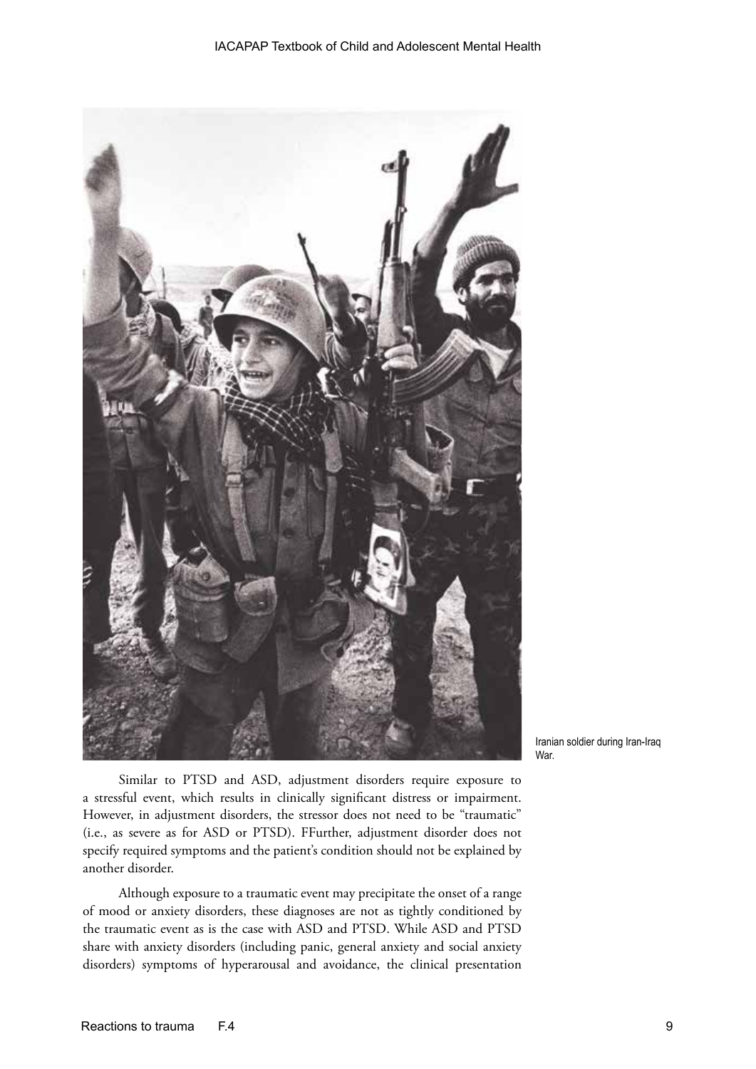Iranian soldier during Iran-Iraq War.

Similar to PTSD and ASD, adjustment disorders require exposure to a stressful event, which results in clinically significant distress or impairment. However, in adjustment disorders, the stressor does not need to be "traumatic" (i.e., as severe as for ASD or PTSD). FFurther, adjustment disorder does not specify required symptoms and the patient's condition should not be explained by another disorder.

Although exposure to a traumatic event may precipitate the onset of a range of mood or anxiety disorders, these diagnoses are not as tightly conditioned by the traumatic event as is the case with ASD and PTSD. While ASD and PTSD share with anxiety disorders (including panic, general anxiety and social anxiety disorders) symptoms of hyperarousal and avoidance, the clinical presentation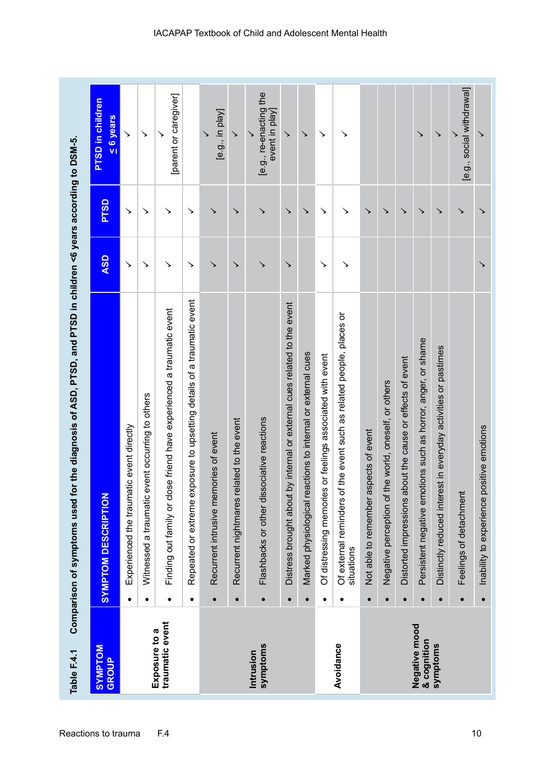**Table F.4.1 Comparison of symptoms used for the diagnosis of ASD, PTSD, and PTSD in children <6 years according to DSM-5.**

| SYMPTOM GROUP | SYMPTOM DESCRIPTION | ASD | PTSD | PTSD in children ≤ 6 years |
|---|---|---|---|---|
| Exposure to a traumatic event | • Experienced the traumatic event directly | ✓ | ✓ | ✓ |
| | • Witnessed a traumatic event occurring to others | ✓ | ✓ | ✓ |
| | • Finding out family or close friend have experienced a traumatic event | ✓ | ✓ | ✓ [parent or caregiver] |
| | • Repeated or extreme exposure to upsetting details of a traumatic event | ✓ | ✓ | |
| Intrusion symptoms | • Recurrent intrusive memories of event | ✓ | ✓ | ✓ [e.g., in play] |
| | • Recurrent nightmares related to the event | ✓ | ✓ | ✓ |
| | • Flashbacks or other dissociative reactions | ✓ | ✓ | ✓ [e.g., re-enacting the event in play] |
| | • Distress brought about by internal or external cues related to the event | ✓ | ✓ | ✓ |
| | • Marked physiological reactions to internal or external cues | | ✓ | ✓ |
| Avoidance | • Of distressing memories or feelings associated with event | ✓ | ✓ | ✓ |
| | • Of external reminders of the event such as related people, places or situations | ✓ | ✓ | ✓ |
| Negative mood & cognition symptoms | • Not able to remember aspects of event | | ✓ | |
| | • Negative perception of the world, oneself, or others | | ✓ | |
| | • Distorted impressions about the cause or effects of event | | ✓ | |
| | • Persistent negative emotions such as horror, anger, or shame | | ✓ | ✓ |
| | • Distinctly reduced interest in everyday activities or pastimes | | ✓ | ✓ |
| | • Feelings of detachment | | ✓ | ✓ [e.g., social withdrawal] |
| | • Inability to experience positive emotions | ✓ | ✓ | ✓ |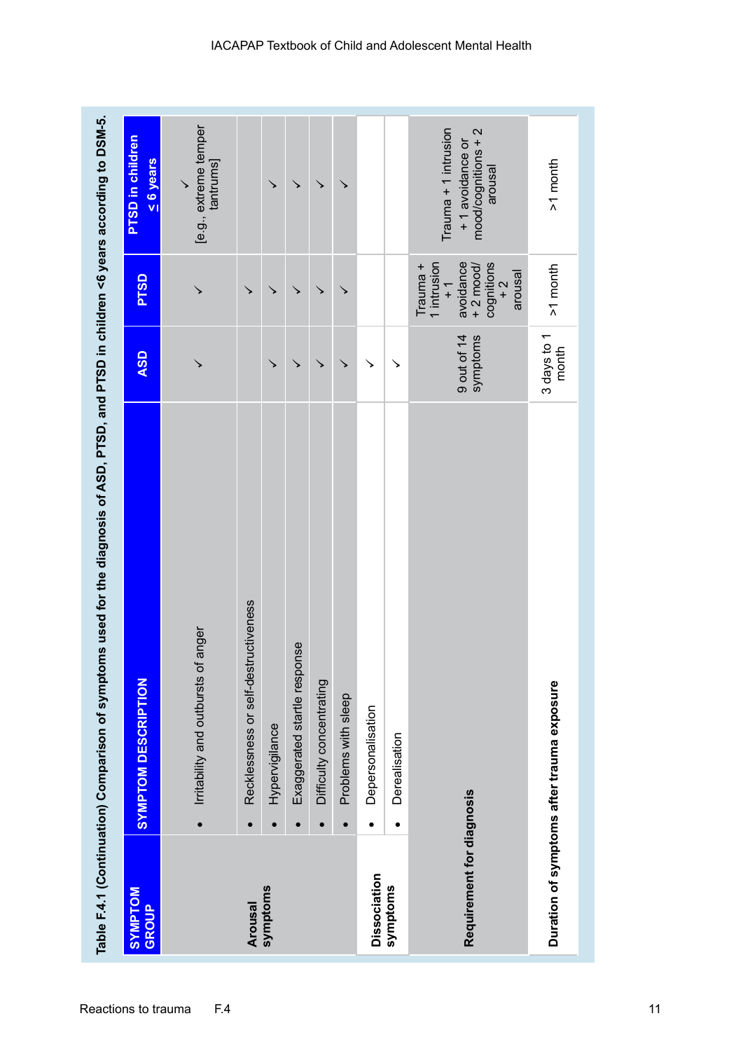**Table F.4.1 (Continuation) Comparison of symptoms used for the diagnosis of ASD, PTSD, and PTSD in children <6 years according to DSM-5.**

| SYMPTOM GROUP | SYMPTOM DESCRIPTION | ASD | PTSD | PTSD in children ≤ 6 years |
|---|---|---|---|---|
| Arousal symptoms | • Irritability and outbursts of anger | ✓ | ✓ | ✓ [e.g., extreme temper tantrums] |
| | • Recklessness or self-destructiveness | | ✓ | |
| | • Hypervigilance | ✓ | ✓ | ✓ |
| | • Exaggerated startle response | ✓ | ✓ | ✓ |
| | • Difficulty concentrating | ✓ | ✓ | ✓ |
| | • Problems with sleep | ✓ | ✓ | ✓ |
| Dissociation symptoms | • Depersonalisation | ✓ | | |
| | • Derealisation | ✓ | | |
| Requirement for diagnosis | | 9 out of 14 symptoms | Trauma + 1 intrusion + 1 avoidance + 2 mood/ cognitions + 2 arousal | Trauma + 1 intrusion + 1 avoidance or mood/cognitions + 2 arousal |
| Duration of symptoms after trauma exposure | | 3 days to 1 month | >1 month | >1 month |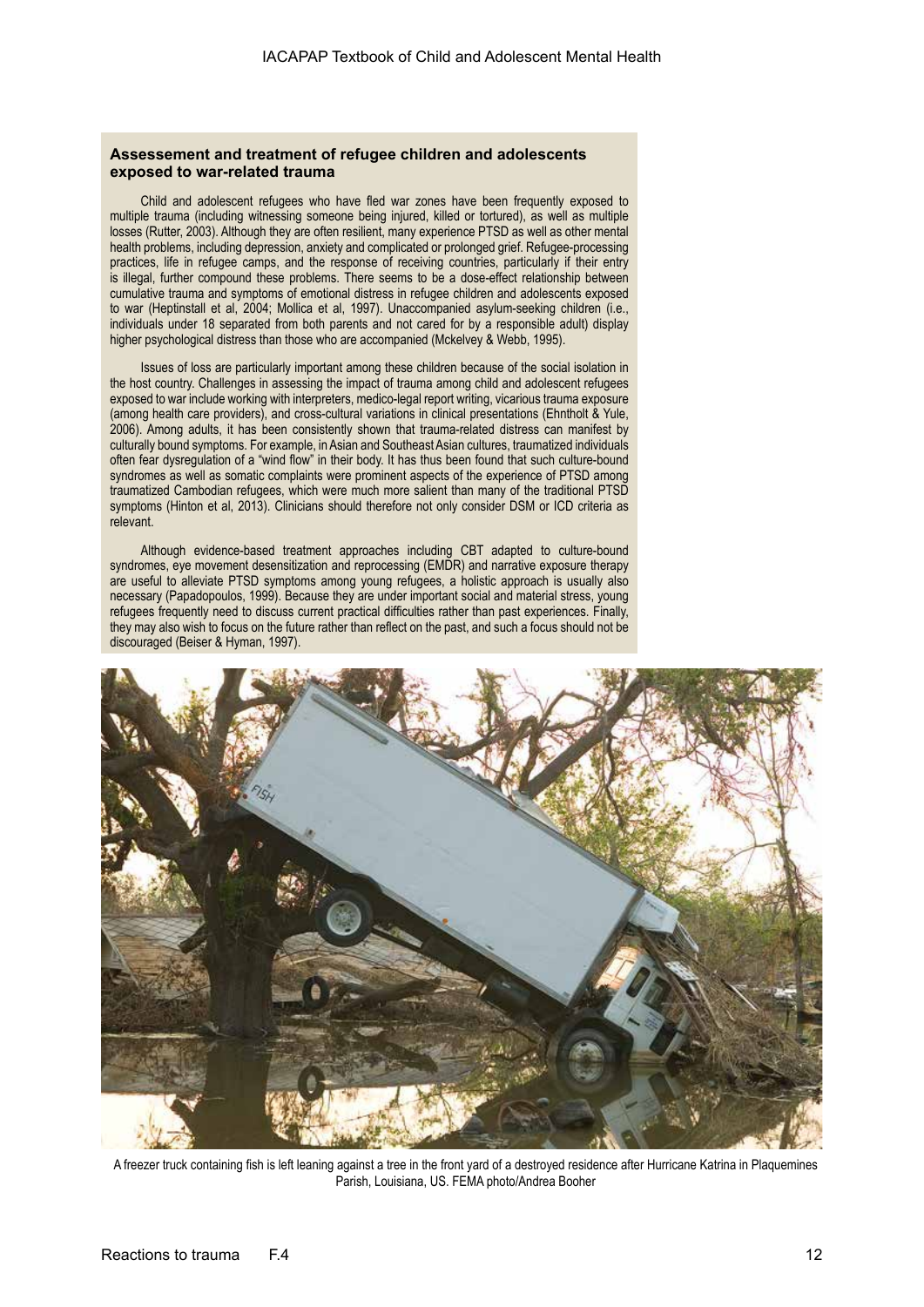### Assessement and treatment of refugee children and adolescents exposed to war-related trauma

Child and adolescent refugees who have fled war zones have been frequently exposed to multiple trauma (including witnessing someone being injured, killed or tortured), as well as multiple losses (Rutter, 2003). Although they are often resilient, many experience PTSD as well as other mental health problems, including depression, anxiety and complicated or prolonged grief. Refugee-processing practices, life in refugee camps, and the response of receiving countries, particularly if their entry is illegal, further compound these problems. There seems to be a dose-effect relationship between cumulative trauma and symptoms of emotional distress in refugee children and adolescents exposed to war (Heptinstall et al, 2004; Mollica et al, 1997). Unaccompanied asylum-seeking children (i.e., individuals under 18 separated from both parents and not cared for by a responsible adult) display higher psychological distress than those who are accompanied (Mckelvey & Webb, 1995).

Issues of loss are particularly important among these children because of the social isolation in the host country. Challenges in assessing the impact of trauma among child and adolescent refugees exposed to war include working with interpreters, medico-legal report writing, vicarious trauma exposure (among health care providers), and cross-cultural variations in clinical presentations (Ehntholt & Yule, 2006). Among adults, it has been consistently shown that trauma-related distress can manifest by culturally bound symptoms. For example, in Asian and Southeast Asian cultures, traumatized individuals often fear dysregulation of a "wind flow" in their body. It has thus been found that such culture-bound syndromes as well as somatic complaints were prominent aspects of the experience of PTSD among traumatized Cambodian refugees, which were much more salient than many of the traditional PTSD symptoms (Hinton et al, 2013). Clinicians should therefore not only consider DSM or ICD criteria as relevant.

Although evidence-based treatment approaches including CBT adapted to culture-bound syndromes, eye movement desensitization and reprocessing (EMDR) and narrative exposure therapy are useful to alleviate PTSD symptoms among young refugees, a holistic approach is usually also necessary (Papadopoulos, 1999). Because they are under important social and material stress, young refugees frequently need to discuss current practical difficulties rather than past experiences. Finally, they may also wish to focus on the future rather than reflect on the past, and such a focus should not be discouraged (Beiser & Hyman, 1997).

A freezer truck containing fish is left leaning against a tree in the front yard of a destroyed residence after Hurricane Katrina in Plaquemines Parish, Louisiana, US. FEMA photo/Andrea Booher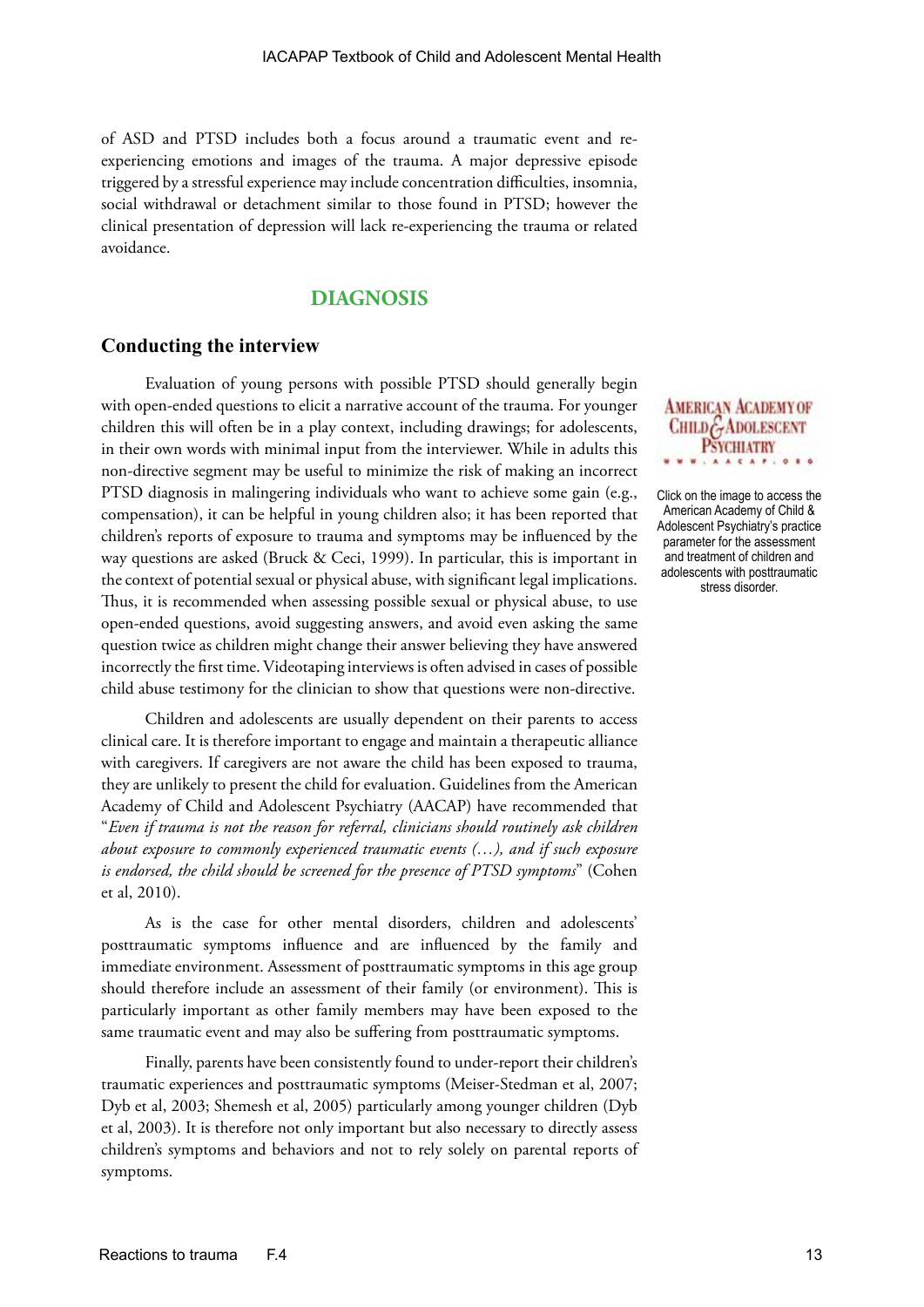of ASD and PTSD includes both a focus around a traumatic event and re-experiencing emotions and images of the trauma. A major depressive episode triggered by a stressful experience may include concentration difficulties, insomnia, social withdrawal or detachment similar to those found in PTSD; however the clinical presentation of depression will lack re-experiencing the trauma or related avoidance.

## DIAGNOSIS

### Conducting the interview

Evaluation of young persons with possible PTSD should generally begin with open-ended questions to elicit a narrative account of the trauma. For younger children this will often be in a play context, including drawings; for adolescents, in their own words with minimal input from the interviewer. While in adults this non-directive segment may be useful to minimize the risk of making an incorrect PTSD diagnosis in malingering individuals who want to achieve some gain (e.g., compensation), it can be helpful in young children also; it has been reported that children's reports of exposure to trauma and symptoms may be influenced by the way questions are asked (Bruck & Ceci, 1999). In particular, this is important in the context of potential sexual or physical abuse, with significant legal implications. Thus, it is recommended when assessing possible sexual or physical abuse, to use open-ended questions, avoid suggesting answers, and avoid even asking the same question twice as children might change their answer believing they have answered incorrectly the first time. Videotaping interviews is often advised in cases of possible child abuse testimony for the clinician to show that questions were non-directive.

AMERICAN ACADEMY OF CHILD & ADOLESCENT PSYCHIATRY
WWW.AACAP.ORG

Click on the image to access the American Academy of Child & Adolescent Psychiatry's practice parameter for the assessment and treatment of children and adolescents with posttraumatic stress disorder.

Children and adolescents are usually dependent on their parents to access clinical care. It is therefore important to engage and maintain a therapeutic alliance with caregivers. If caregivers are not aware the child has been exposed to trauma, they are unlikely to present the child for evaluation. Guidelines from the American Academy of Child and Adolescent Psychiatry (AACAP) have recommended that "*Even if trauma is not the reason for referral, clinicians should routinely ask children about exposure to commonly experienced traumatic events (…), and if such exposure is endorsed, the child should be screened for the presence of PTSD symptoms*" (Cohen et al, 2010).

As is the case for other mental disorders, children and adolescents' posttraumatic symptoms influence and are influenced by the family and immediate environment. Assessment of posttraumatic symptoms in this age group should therefore include an assessment of their family (or environment). This is particularly important as other family members may have been exposed to the same traumatic event and may also be suffering from posttraumatic symptoms.

Finally, parents have been consistently found to under-report their children's traumatic experiences and posttraumatic symptoms (Meiser-Stedman et al, 2007; Dyb et al, 2003; Shemesh et al, 2005) particularly among younger children (Dyb et al, 2003). It is therefore not only important but also necessary to directly assess children's symptoms and behaviors and not to rely solely on parental reports of symptoms.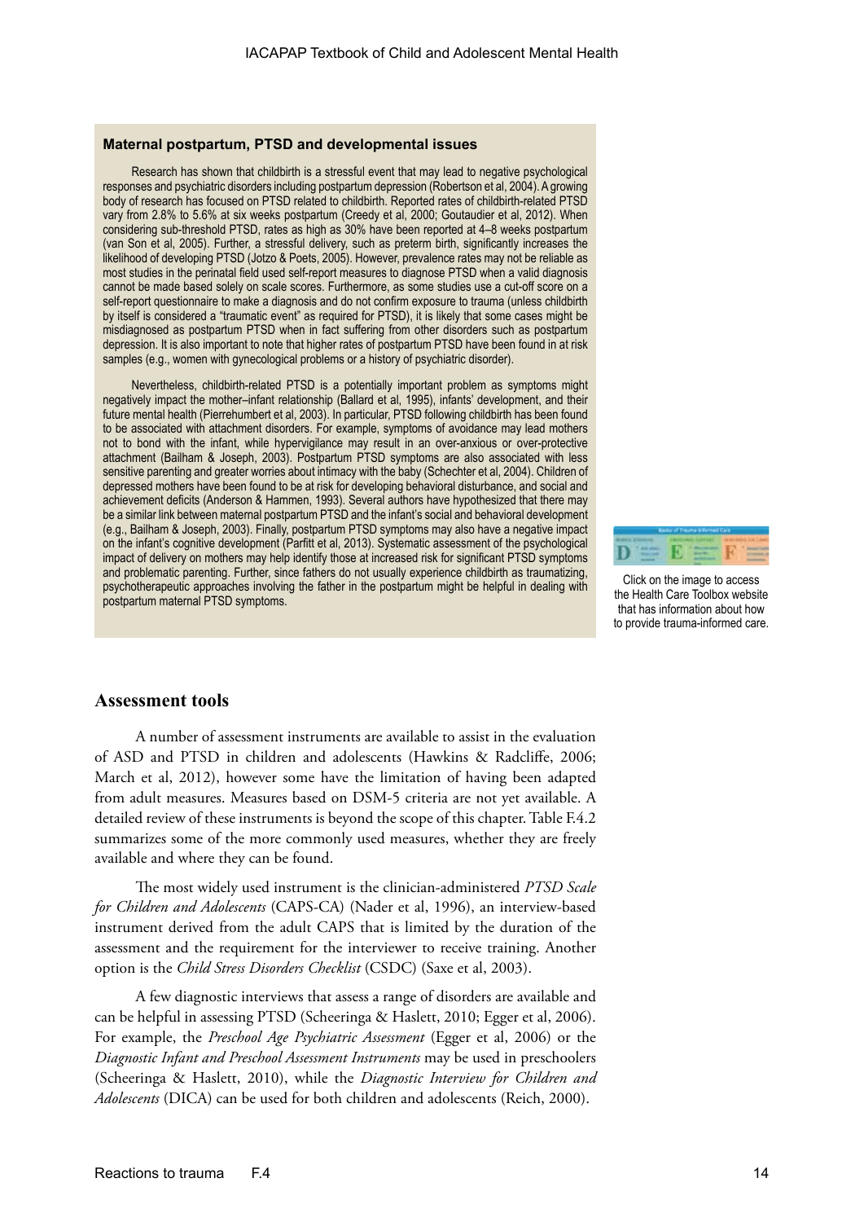**Maternal postpartum, PTSD and developmental issues**

Research has shown that childbirth is a stressful event that may lead to negative psychological responses and psychiatric disorders including postpartum depression (Robertson et al, 2004). A growing body of research has focused on PTSD related to childbirth. Reported rates of childbirth-related PTSD vary from 2.8% to 5.6% at six weeks postpartum (Creedy et al, 2000; Goutaudier et al, 2012). When considering sub-threshold PTSD, rates as high as 30% have been reported at 4–8 weeks postpartum (van Son et al, 2005). Further, a stressful delivery, such as preterm birth, significantly increases the likelihood of developing PTSD (Jotzo & Poets, 2005). However, prevalence rates may not be reliable as most studies in the perinatal field used self-report measures to diagnose PTSD when a valid diagnosis cannot be made based solely on scale scores. Furthermore, as some studies use a cut-off score on a self-report questionnaire to make a diagnosis and do not confirm exposure to trauma (unless childbirth by itself is considered a "traumatic event" as required for PTSD), it is likely that some cases might be misdiagnosed as postpartum PTSD when in fact suffering from other disorders such as postpartum depression. It is also important to note that higher rates of postpartum PTSD have been found in at risk samples (e.g., women with gynecological problems or a history of psychiatric disorder).

Nevertheless, childbirth-related PTSD is a potentially important problem as symptoms might negatively impact the mother–infant relationship (Ballard et al, 1995), infants' development, and their future mental health (Pierrehumbert et al, 2003). In particular, PTSD following childbirth has been found to be associated with attachment disorders. For example, symptoms of avoidance may lead mothers not to bond with the infant, while hypervigilance may result in an over-anxious or over-protective attachment (Bailham & Joseph, 2003). Postpartum PTSD symptoms are also associated with less sensitive parenting and greater worries about intimacy with the baby (Schechter et al, 2004). Children of depressed mothers have been found to be at risk for developing behavioral disturbance, and social and achievement deficits (Anderson & Hammen, 1993). Several authors have hypothesized that there may be a similar link between maternal postpartum PTSD and the infant's social and behavioral development (e.g., Bailham & Joseph, 2003). Finally, postpartum PTSD symptoms may also have a negative impact on the infant's cognitive development (Parfitt et al, 2013). Systematic assessment of the psychological impact of delivery on mothers may help identify those at increased risk for significant PTSD symptoms and problematic parenting. Further, since fathers do not usually experience childbirth as traumatizing, psychotherapeutic approaches involving the father in the postpartum might be helpful in dealing with postpartum maternal PTSD symptoms.

Click on the image to access the Health Care Toolbox website that has information about how to provide trauma-informed care.

## Assessment tools

A number of assessment instruments are available to assist in the evaluation of ASD and PTSD in children and adolescents (Hawkins & Radcliffe, 2006; March et al, 2012), however some have the limitation of having been adapted from adult measures. Measures based on DSM-5 criteria are not yet available. A detailed review of these instruments is beyond the scope of this chapter. Table F.4.2 summarizes some of the more commonly used measures, whether they are freely available and where they can be found.

The most widely used instrument is the clinician-administered *PTSD Scale for Children and Adolescents* (CAPS-CA) (Nader et al, 1996), an interview-based instrument derived from the adult CAPS that is limited by the duration of the assessment and the requirement for the interviewer to receive training. Another option is the *Child Stress Disorders Checklist* (CSDC) (Saxe et al, 2003).

A few diagnostic interviews that assess a range of disorders are available and can be helpful in assessing PTSD (Scheeringa & Haslett, 2010; Egger et al, 2006). For example, the *Preschool Age Psychiatric Assessment* (Egger et al, 2006) or the *Diagnostic Infant and Preschool Assessment Instruments* may be used in preschoolers (Scheeringa & Haslett, 2010), while the *Diagnostic Interview for Children and Adolescents* (DICA) can be used for both children and adolescents (Reich, 2000).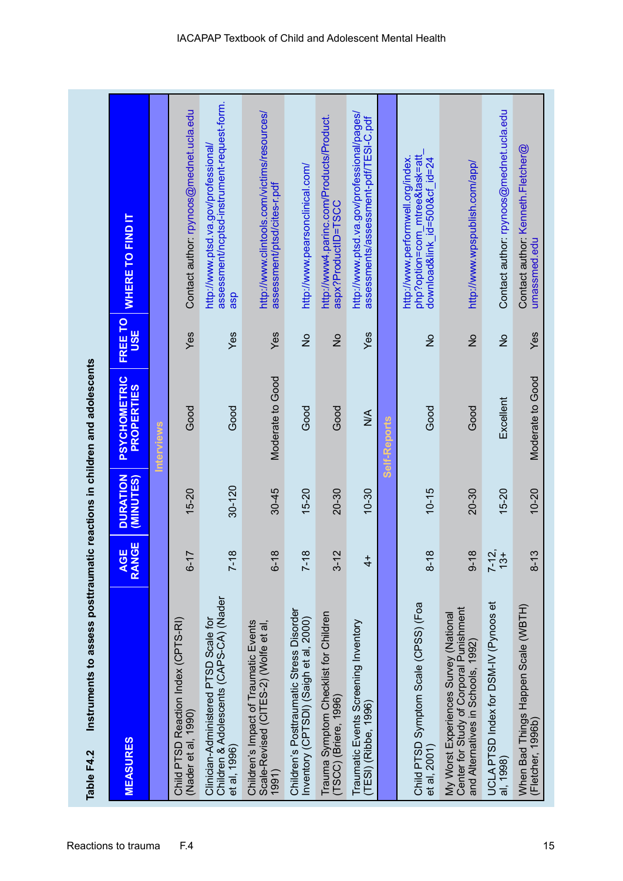**Table F4.2 Instruments to assess posttraumatic reactions in children and adolescents**

| MEASURES | AGE RANGE | DURATION (MINUTES) | PSYCHOMETRIC PROPERTIES | FREE TO USE | WHERE TO FIND IT |
|---|---|---|---|---|---|
| **Interviews** | | | | | |
| Child PTSD Reaction Index (CPTS-RI) (Nader et al, 1990) | 6-17 | 15-20 | Good | Yes | Contact author: rpynoos@mednet.ucla.edu |
| Clinician-Administered PTSD Scale for Children & Adolescents (CAPS-CA) (Nader et al, 1996) | 7-18 | 30-120 | Good | Yes | http://www.ptsd.va.gov/professional/assessment/ncptsd-instrument-request-form.asp |
| Children's Impact of Traumatic Events Scale-Revised (CITES-2) (Wolfe et al, 1991) | 6-18 | 30-45 | Moderate to Good | Yes | http://www.clintools.com/victims/resources/assessment/ptsd/cites-r.pdf |
| Children's Posttraumatic Stress Disorder Inventory (CPTSDI) (Saigh et al, 2000) | 7-18 | 15-20 | Good | No | http://www.pearsonclinical.com/ |
| Trauma Symptom Checklist for Children (TSCC) (Briere, 1996) | 3-12 | 20-30 | Good | No | http://www4.parinc.com/Products/Product.aspx?ProductID=TSCC |
| Traumatic Events Screening Inventory (TESI) (Ribbe, 1996) | 4+ | 10-30 | N/A | Yes | http://www.ptsd.va.gov/professional/pages/assessments/assessment-pdf/TESI-C.pdf |
| **Self-Reports** | | | | | |
| Child PTSD Symptom Scale (CPSS) (Foa et al, 2001) | 8-18 | 10-15 | Good | No | http://www.performwell.org/index.php?option=com_mtree&task=att_download&link_id=500&cf_id=24 |
| My Worst Experiences Survey (National Center for Study of Corporal Punishment and Alternatives in Schools, 1992) | 9-18 | 20-30 | Good | No | http://www.wpspublish.com/app/ |
| UCLA PTSD Index for DSM-IV (Pynoos et al, 1998) | 7-12, 13+ | 15-20 | Excellent | No | Contact author: rpynoos@mednet.ucla.edu |
| When Bad Things Happen Scale (WBTH) (Fletcher, 1996b) | 8-13 | 10-20 | Moderate to Good | Yes | Contact author: Kenneth.Fletcher@umassmed.edu |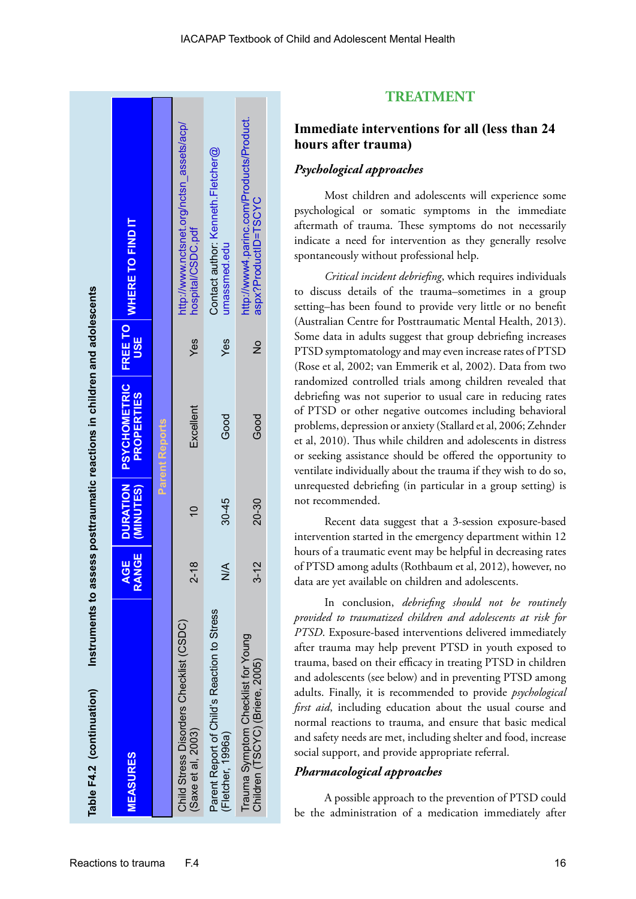**Table F4.2 (continuation) Instruments to assess posttraumatic reactions in children and adolescents**

| MEASURES | AGE RANGE | DURATION (MINUTES) | PSYCHOMETRIC PROPERTIES | FREE TO USE | WHERE TO FIND IT |
|---|---|---|---|---|---|
| **Parent Reports** | | | | | |
| Child Stress Disorders Checklist (CSDC) (Saxe et al, 2003) | 2-18 | 10 | Excellent | Yes | http://www.nctsnet.org/nctsn_assets/acp/hospital/CSDC.pdf |
| Parent Report of Child's Reaction to Stress (Fletcher, 1996a) | N/A | 30-45 | Good | Yes | Contact author: Kenneth.Fletcher@umassmed.edu |
| Trauma Symptom Checklist for Young Children (TSCYC) (Briere, 2005) | 3-12 | 20-30 | Good | No | http://www4.parinc.com/Products/Product.aspx?ProductID=TSCYC |

## TREATMENT

### Immediate interventions for all (less than 24 hours after trauma)

#### *Psychological approaches*

Most children and adolescents will experience some psychological or somatic symptoms in the immediate aftermath of trauma. These symptoms do not necessarily indicate a need for intervention as they generally resolve spontaneously without professional help.

*Critical incident debriefing*, which requires individuals to discuss details of the trauma–sometimes in a group setting–has been found to provide very little or no benefit (Australian Centre for Posttraumatic Mental Health, 2013). Some data in adults suggest that group debriefing increases PTSD symptomatology and may even increase rates of PTSD (Rose et al, 2002; van Emmerik et al, 2002). Data from two randomized controlled trials among children revealed that debriefing was not superior to usual care in reducing rates of PTSD or other negative outcomes including behavioral problems, depression or anxiety (Stallard et al, 2006; Zehnder et al, 2010). Thus while children and adolescents in distress or seeking assistance should be offered the opportunity to ventilate individually about the trauma if they wish to do so, unrequested debriefing (in particular in a group setting) is not recommended.

Recent data suggest that a 3-session exposure-based intervention started in the emergency department within 12 hours of a traumatic event may be helpful in decreasing rates of PTSD among adults (Rothbaum et al, 2012), however, no data are yet available on children and adolescents.

In conclusion, *debriefing should not be routinely provided to traumatized children and adolescents at risk for PTSD*. Exposure-based interventions delivered immediately after trauma may help prevent PTSD in youth exposed to trauma, based on their efficacy in treating PTSD in children and adolescents (see below) and in preventing PTSD among adults. Finally, it is recommended to provide *psychological first aid*, including education about the usual course and normal reactions to trauma, and ensure that basic medical and safety needs are met, including shelter and food, increase social support, and provide appropriate referral.

#### *Pharmacological approaches*

A possible approach to the prevention of PTSD could be the administration of a medication immediately after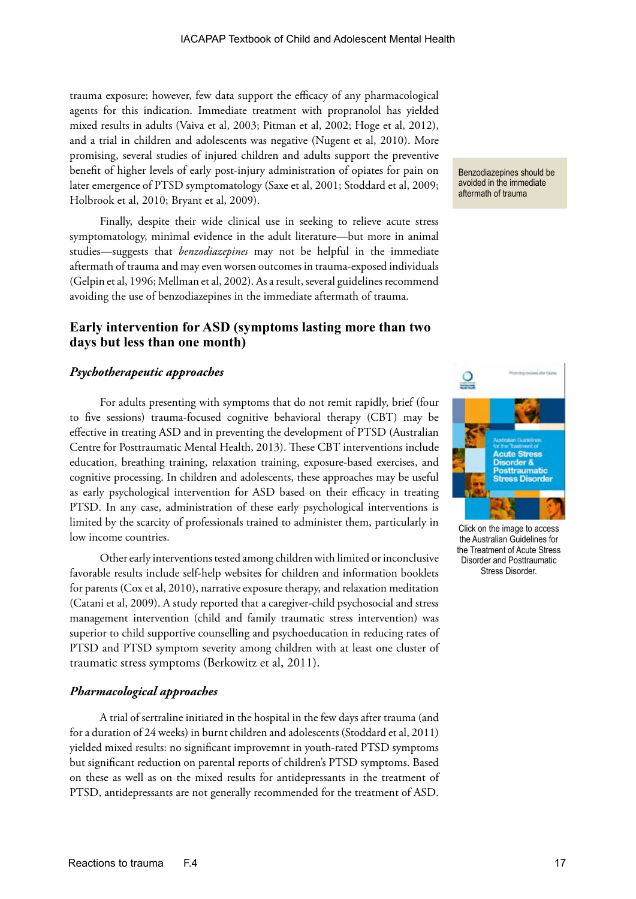trauma exposure; however, few data support the efficacy of any pharmacological agents for this indication. Immediate treatment with propranolol has yielded mixed results in adults (Vaiva et al, 2003; Pitman et al, 2002; Hoge et al, 2012), and a trial in children and adolescents was negative (Nugent et al, 2010). More promising, several studies of injured children and adults support the preventive benefit of higher levels of early post-injury administration of opiates for pain on later emergence of PTSD symptomatology (Saxe et al, 2001; Stoddard et al, 2009; Holbrook et al, 2010; Bryant et al, 2009).

Benzodiazepines should be avoided in the immediate aftermath of trauma

Finally, despite their wide clinical use in seeking to relieve acute stress symptomatology, minimal evidence in the adult literature—but more in animal studies—suggests that *benzodiazepines* may not be helpful in the immediate aftermath of trauma and may even worsen outcomes in trauma-exposed individuals (Gelpin et al, 1996; Mellman et al, 2002). As a result, several guidelines recommend avoiding the use of benzodiazepines in the immediate aftermath of trauma.

## Early intervention for ASD (symptoms lasting more than two days but less than one month)

### *Psychotherapeutic approaches*

For adults presenting with symptoms that do not remit rapidly, brief (four to five sessions) trauma-focused cognitive behavioral therapy (CBT) may be effective in treating ASD and in preventing the development of PTSD (Australian Centre for Posttraumatic Mental Health, 2013). These CBT interventions include education, breathing training, relaxation training, exposure-based exercises, and cognitive processing. In children and adolescents, these approaches may be useful as early psychological intervention for ASD based on their efficacy in treating PTSD. In any case, administration of these early psychological interventions is limited by the scarcity of professionals trained to administer them, particularly in low income countries.

Click on the image to access the Australian Guidelines for the Treatment of Acute Stress Disorder and Posttraumatic Stress Disorder.

Other early interventions tested among children with limited or inconclusive favorable results include self-help websites for children and information booklets for parents (Cox et al, 2010), narrative exposure therapy, and relaxation meditation (Catani et al, 2009). A study reported that a caregiver-child psychosocial and stress management intervention (child and family traumatic stress intervention) was superior to child supportive counselling and psychoeducation in reducing rates of PTSD and PTSD symptom severity among children with at least one cluster of traumatic stress symptoms (Berkowitz et al, 2011).

### *Pharmacological approaches*

A trial of sertraline initiated in the hospital in the few days after trauma (and for a duration of 24 weeks) in burnt children and adolescents (Stoddard et al, 2011) yielded mixed results: no significant improvemnt in youth-rated PTSD symptoms but significant reduction on parental reports of children's PTSD symptoms. Based on these as well as on the mixed results for antidepressants in the treatment of PTSD, antidepressants are not generally recommended for the treatment of ASD.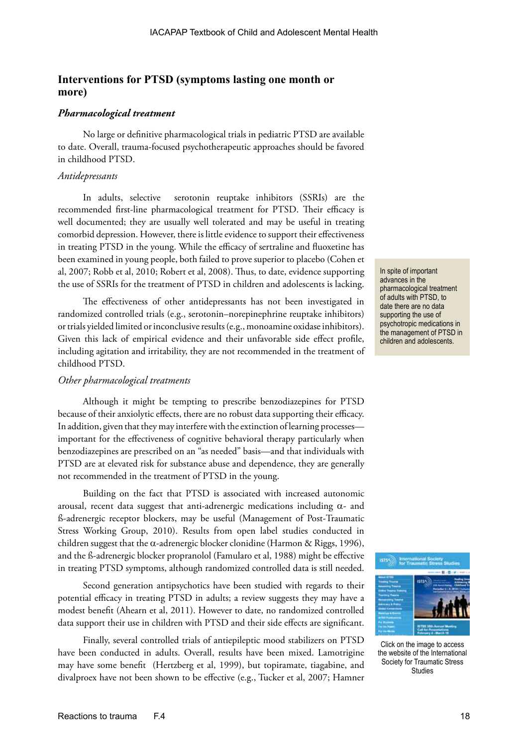## Interventions for PTSD (symptoms lasting one month or more)

### *Pharmacological treatment*

No large or definitive pharmacological trials in pediatric PTSD are available to date. Overall, trauma-focused psychotherapeutic approaches should be favored in childhood PTSD.

*Antidepressants*

In adults, selective serotonin reuptake inhibitors (SSRIs) are the recommended first-line pharmacological treatment for PTSD. Their efficacy is well documented; they are usually well tolerated and may be useful in treating comorbid depression. However, there is little evidence to support their effectiveness in treating PTSD in the young. While the efficacy of sertraline and fluoxetine has been examined in young people, both failed to prove superior to placebo (Cohen et al, 2007; Robb et al, 2010; Robert et al, 2008). Thus, to date, evidence supporting the use of SSRIs for the treatment of PTSD in children and adolescents is lacking.

In spite of important advances in the pharmacological treatment of adults with PTSD, to date there are no data supporting the use of psychotropic medications in the management of PTSD in children and adolescents.

The effectiveness of other antidepressants has not been investigated in randomized controlled trials (e.g., serotonin–norepinephrine reuptake inhibitors) or trials yielded limited or inconclusive results (e.g., monoamine oxidase inhibitors). Given this lack of empirical evidence and their unfavorable side effect profile, including agitation and irritability, they are not recommended in the treatment of childhood PTSD.

*Other pharmacological treatments*

Although it might be tempting to prescribe benzodiazepines for PTSD because of their anxiolytic effects, there are no robust data supporting their efficacy. In addition, given that they may interfere with the extinction of learning processes—important for the effectiveness of cognitive behavioral therapy particularly when benzodiazepines are prescribed on an "as needed" basis—and that individuals with PTSD are at elevated risk for substance abuse and dependence, they are generally not recommended in the treatment of PTSD in the young.

Building on the fact that PTSD is associated with increased autonomic arousal, recent data suggest that anti-adrenergic medications including α- and ß-adrenergic receptor blockers, may be useful (Management of Post-Traumatic Stress Working Group, 2010). Results from open label studies conducted in children suggest that the α-adrenergic blocker clonidine (Harmon & Riggs, 1996), and the ß-adrenergic blocker propranolol (Famularo et al, 1988) might be effective in treating PTSD symptoms, although randomized controlled data is still needed.

Second generation antipsychotics have been studied with regards to their potential efficacy in treating PTSD in adults; a review suggests they may have a modest benefit (Ahearn et al, 2011). However to date, no randomized controlled data support their use in children with PTSD and their side effects are significant.

Click on the image to access the website of the International Society for Traumatic Stress Studies

Finally, several controlled trials of antiepileptic mood stabilizers on PTSD have been conducted in adults. Overall, results have been mixed. Lamotrigine may have some benefit (Hertzberg et al, 1999), but topiramate, tiagabine, and divalproex have not been shown to be effective (e.g., Tucker et al, 2007; Hamner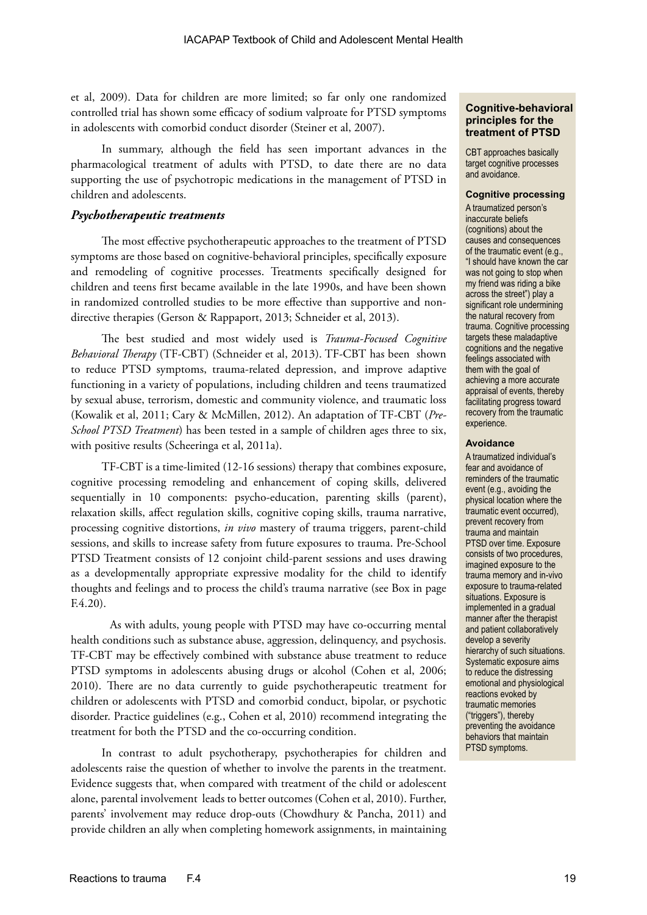et al, 2009). Data for children are more limited; so far only one randomized controlled trial has shown some efficacy of sodium valproate for PTSD symptoms in adolescents with comorbid conduct disorder (Steiner et al, 2007).

In summary, although the field has seen important advances in the pharmacological treatment of adults with PTSD, to date there are no data supporting the use of psychotropic medications in the management of PTSD in children and adolescents.

### *Psychotherapeutic treatments*

The most effective psychotherapeutic approaches to the treatment of PTSD symptoms are those based on cognitive-behavioral principles, specifically exposure and remodeling of cognitive processes. Treatments specifically designed for children and teens first became available in the late 1990s, and have been shown in randomized controlled studies to be more effective than supportive and non-directive therapies (Gerson & Rappaport, 2013; Schneider et al, 2013).

The best studied and most widely used is *Trauma-Focused Cognitive Behavioral Therapy* (TF-CBT) (Schneider et al, 2013). TF-CBT has been shown to reduce PTSD symptoms, trauma-related depression, and improve adaptive functioning in a variety of populations, including children and teens traumatized by sexual abuse, terrorism, domestic and community violence, and traumatic loss (Kowalik et al, 2011; Cary & McMillen, 2012). An adaptation of TF-CBT (*Pre-School PTSD Treatment*) has been tested in a sample of children ages three to six, with positive results (Scheeringa et al, 2011a).

TF-CBT is a time-limited (12-16 sessions) therapy that combines exposure, cognitive processing remodeling and enhancement of coping skills, delivered sequentially in 10 components: psycho-education, parenting skills (parent), relaxation skills, affect regulation skills, cognitive coping skills, trauma narrative, processing cognitive distortions, *in vivo* mastery of trauma triggers, parent-child sessions, and skills to increase safety from future exposures to trauma. Pre-School PTSD Treatment consists of 12 conjoint child-parent sessions and uses drawing as a developmentally appropriate expressive modality for the child to identify thoughts and feelings and to process the child's trauma narrative (see Box in page F.4.20).

As with adults, young people with PTSD may have co-occurring mental health conditions such as substance abuse, aggression, delinquency, and psychosis. TF-CBT may be effectively combined with substance abuse treatment to reduce PTSD symptoms in adolescents abusing drugs or alcohol (Cohen et al, 2006; 2010). There are no data currently to guide psychotherapeutic treatment for children or adolescents with PTSD and comorbid conduct, bipolar, or psychotic disorder. Practice guidelines (e.g., Cohen et al, 2010) recommend integrating the treatment for both the PTSD and the co-occurring condition.

In contrast to adult psychotherapy, psychotherapies for children and adolescents raise the question of whether to involve the parents in the treatment. Evidence suggests that, when compared with treatment of the child or adolescent alone, parental involvement leads to better outcomes (Cohen et al, 2010). Further, parents' involvement may reduce drop-outs (Chowdhury & Pancha, 2011) and provide children an ally when completing homework assignments, in maintaining

---

**Cognitive-behavioral principles for the treatment of PTSD**

CBT approaches basically target cognitive processes and avoidance.

**Cognitive processing**

A traumatized person's inaccurate beliefs (cognitions) about the causes and consequences of the traumatic event (e.g., "I should have known the car was not going to stop when my friend was riding a bike across the street") play a significant role undermining the natural recovery from trauma. Cognitive processing targets these maladaptive cognitions and the negative feelings associated with them with the goal of achieving a more accurate appraisal of events, thereby facilitating progress toward recovery from the traumatic experience.

**Avoidance**

A traumatized individual's fear and avoidance of reminders of the traumatic event (e.g., avoiding the physical location where the traumatic event occurred), prevent recovery from trauma and maintain PTSD over time. Exposure consists of two procedures, imagined exposure to the trauma memory and in-vivo exposure to trauma-related situations. Exposure is implemented in a gradual manner after the therapist and patient collaboratively develop a severity hierarchy of such situations. Systematic exposure aims to reduce the distressing emotional and physiological reactions evoked by traumatic memories ("triggers"), thereby preventing the avoidance behaviors that maintain PTSD symptoms.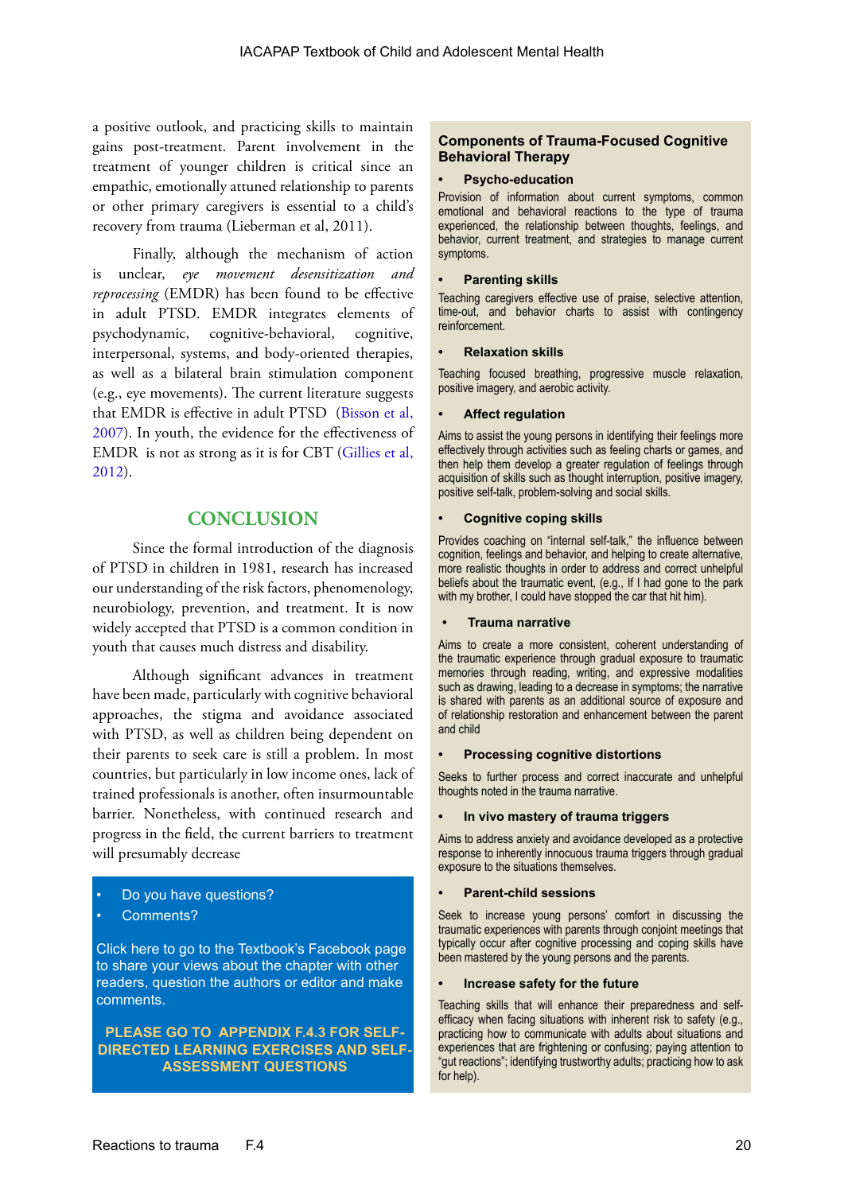a positive outlook, and practicing skills to maintain gains post-treatment. Parent involvement in the treatment of younger children is critical since an empathic, emotionally attuned relationship to parents or other primary caregivers is essential to a child's recovery from trauma (Lieberman et al, 2011).

Finally, although the mechanism of action is unclear, *eye movement desensitization and reprocessing* (EMDR) has been found to be effective in adult PTSD. EMDR integrates elements of psychodynamic, cognitive-behavioral, cognitive, interpersonal, systems, and body-oriented therapies, as well as a bilateral brain stimulation component (e.g., eye movements). The current literature suggests that EMDR is effective in adult PTSD (Bisson et al, 2007). In youth, the evidence for the effectiveness of EMDR is not as strong as it is for CBT (Gillies et al, 2012).

## CONCLUSION

Since the formal introduction of the diagnosis of PTSD in children in 1981, research has increased our understanding of the risk factors, phenomenology, neurobiology, prevention, and treatment. It is now widely accepted that PTSD is a common condition in youth that causes much distress and disability.

Although significant advances in treatment have been made, particularly with cognitive behavioral approaches, the stigma and avoidance associated with PTSD, as well as children being dependent on their parents to seek care is still a problem. In most countries, but particularly in low income ones, lack of trained professionals is another, often insurmountable barrier. Nonetheless, with continued research and progress in the field, the current barriers to treatment will presumably decrease

- Do you have questions?
- Comments?

Click here to go to the Textbook's Facebook page to share your views about the chapter with other readers, question the authors or editor and make comments.

**PLEASE GO TO APPENDIX F.4.3 FOR SELF-DIRECTED LEARNING EXERCISES AND SELF-ASSESSMENT QUESTIONS**

### Components of Trauma-Focused Cognitive Behavioral Therapy

- **Psycho-education**

Provision of information about current symptoms, common emotional and behavioral reactions to the type of trauma experienced, the relationship between thoughts, feelings, and behavior, current treatment, and strategies to manage current symptoms.

- **Parenting skills**

Teaching caregivers effective use of praise, selective attention, time-out, and behavior charts to assist with contingency reinforcement.

- **Relaxation skills**

Teaching focused breathing, progressive muscle relaxation, positive imagery, and aerobic activity.

- **Affect regulation**

Aims to assist the young persons in identifying their feelings more effectively through activities such as feeling charts or games, and then help them develop a greater regulation of feelings through acquisition of skills such as thought interruption, positive imagery, positive self-talk, problem-solving and social skills.

- **Cognitive coping skills**

Provides coaching on "internal self-talk," the influence between cognition, feelings and behavior, and helping to create alternative, more realistic thoughts in order to address and correct unhelpful beliefs about the traumatic event, (e.g., If I had gone to the park with my brother, I could have stopped the car that hit him).

- **Trauma narrative**

Aims to create a more consistent, coherent understanding of the traumatic experience through gradual exposure to traumatic memories through reading, writing, and expressive modalities such as drawing, leading to a decrease in symptoms; the narrative is shared with parents as an additional source of exposure and of relationship restoration and enhancement between the parent and child

- **Processing cognitive distortions**

Seeks to further process and correct inaccurate and unhelpful thoughts noted in the trauma narrative.

- **In vivo mastery of trauma triggers**

Aims to address anxiety and avoidance developed as a protective response to inherently innocuous trauma triggers through gradual exposure to the situations themselves.

- **Parent-child sessions**

Seek to increase young persons' comfort in discussing the traumatic experiences with parents through conjoint meetings that typically occur after cognitive processing and coping skills have been mastered by the young persons and the parents.

- **Increase safety for the future**

Teaching skills that will enhance their preparedness and self-efficacy when facing situations with inherent risk to safety (e.g., practicing how to communicate with adults about situations and experiences that are frightening or confusing; paying attention to "gut reactions"; identifying trustworthy adults; practicing how to ask for help).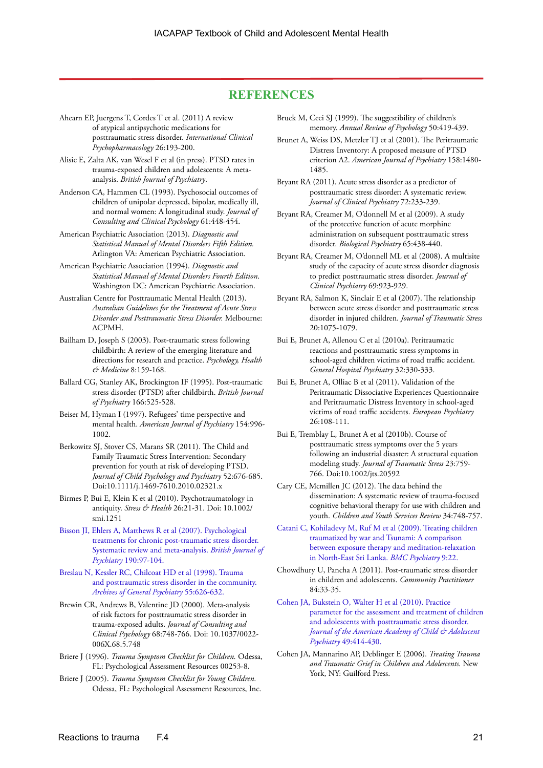## REFERENCES

Ahearn EP, Juergens T, Cordes T et al. (2011) A review of atypical antipsychotic medications for posttraumatic stress disorder. *International Clinical Psychopharmacology* 26:193-200.

Alisic E, Zalta AK, van Wesel F et al (in press). PTSD rates in trauma-exposed children and adolescents: A meta-analysis. *British Journal of Psychiatry*.

Anderson CA, Hammen CL (1993). Psychosocial outcomes of children of unipolar depressed, bipolar, medically ill, and normal women: A longitudinal study. *Journal of Consulting and Clinical Psychology* 61:448-454.

American Psychiatric Association (2013). *Diagnostic and Statistical Manual of Mental Disorders Fifth Edition.* Arlington VA: American Psychiatric Association.

American Psychiatric Association (1994). *Diagnostic and Statistical Manual of Mental Disorders Fourth Edition*. Washington DC: American Psychiatric Association.

Australian Centre for Posttraumatic Mental Health (2013). *Australian Guidelines for the Treatment of Acute Stress Disorder and Posttraumatic Stress Disorder.* Melbourne: ACPMH.

Bailham D, Joseph S (2003). Post-traumatic stress following childbirth: A review of the emerging literature and directions for research and practice. *Psychology, Health & Medicine* 8:159-168.

Ballard CG, Stanley AK, Brockington IF (1995). Post-traumatic stress disorder (PTSD) after childbirth. *British Journal of Psychiatry* 166:525-528.

Beiser M, Hyman I (1997). Refugees' time perspective and mental health. *American Journal of Psychiatry* 154:996-1002.

Berkowitz SJ, Stover CS, Marans SR (2011). The Child and Family Traumatic Stress Intervention: Secondary prevention for youth at risk of developing PTSD. *Journal of Child Psychology and Psychiatry* 52:676-685. Doi:10.1111/j.1469-7610.2010.02321.x

Birmes P, Bui E, Klein K et al (2010). Psychotraumatology in antiquity. *Stress & Health* 26:21-31. Doi: 10.1002/smi.1251

Bisson JI, Ehlers A, Matthews R et al (2007). Psychological treatments for chronic post-traumatic stress disorder. Systematic review and meta-analysis. *British Journal of Psychiatry* 190:97-104.

Breslau N, Kessler RC, Chilcoat HD et al (1998). Trauma and posttraumatic stress disorder in the community. *Archives of General Psychiatry* 55:626-632.

Brewin CR, Andrews B, Valentine JD (2000). Meta-analysis of risk factors for posttraumatic stress disorder in trauma-exposed adults. *Journal of Consulting and Clinical Psychology* 68:748-766. Doi: 10.1037/0022-006X.68.5.748

Briere J (1996). *Trauma Symptom Checklist for Children.* Odessa, FL: Psychological Assessment Resources 00253-8.

Briere J (2005). *Trauma Symptom Checklist for Young Children.* Odessa, FL: Psychological Assessment Resources, Inc.

Bruck M, Ceci SJ (1999). The suggestibility of children's memory. *Annual Review of Psychology* 50:419-439.

Brunet A, Weiss DS, Metzler TJ et al (2001). The Peritraumatic Distress Inventory: A proposed measure of PTSD criterion A2. *American Journal of Psychiatry* 158:1480-1485.

Bryant RA (2011). Acute stress disorder as a predictor of posttraumatic stress disorder: A systematic review. *Journal of Clinical Psychiatry* 72:233-239.

Bryant RA, Creamer M, O'donnell M et al (2009). A study of the protective function of acute morphine administration on subsequent posttraumatic stress disorder. *Biological Psychiatry* 65:438-440.

Bryant RA, Creamer M, O'donnell ML et al (2008). A multisite study of the capacity of acute stress disorder diagnosis to predict posttraumatic stress disorder. *Journal of Clinical Psychiatry* 69:923-929.

Bryant RA, Salmon K, Sinclair E et al (2007). The relationship between acute stress disorder and posttraumatic stress disorder in injured children. *Journal of Traumatic Stress* 20:1075-1079.

Bui E, Brunet A, Allenou C et al (2010a). Peritraumatic reactions and posttraumatic stress symptoms in school-aged children victims of road traffic accident. *General Hospital Psychiatry* 32:330-333.

Bui E, Brunet A, Olliac B et al (2011). Validation of the Peritraumatic Dissociative Experiences Questionnaire and Peritraumatic Distress Inventory in school-aged victims of road traffic accidents. *European Psychiatry* 26:108-111.

Bui E, Tremblay L, Brunet A et al (2010b). Course of posttraumatic stress symptoms over the 5 years following an industrial disaster: A structural equation modeling study. *Journal of Traumatic Stress* 23:759-766. Doi:10.1002/jts.20592

Cary CE, Mcmillen JC (2012). The data behind the dissemination: A systematic review of trauma-focused cognitive behavioral therapy for use with children and youth. *Children and Youth Services Review* 34:748-757.

Catani C, Kohiladevy M, Ruf M et al (2009). Treating children traumatized by war and Tsunami: A comparison between exposure therapy and meditation-relaxation in North-East Sri Lanka. *BMC Psychiatry* 9:22.

Chowdhury U, Pancha A (2011). Post-traumatic stress disorder in children and adolescents. *Community Practitioner* 84:33-35.

Cohen JA, Bukstein O, Walter H et al (2010). Practice parameter for the assessment and treatment of children and adolescents with posttraumatic stress disorder. *Journal of the American Academy of Child & Adolescent Psychiatry* 49:414-430.

Cohen JA, Mannarino AP, Deblinger E (2006). *Treating Trauma and Traumatic Grief in Children and Adolescents.* New York, NY: Guilford Press.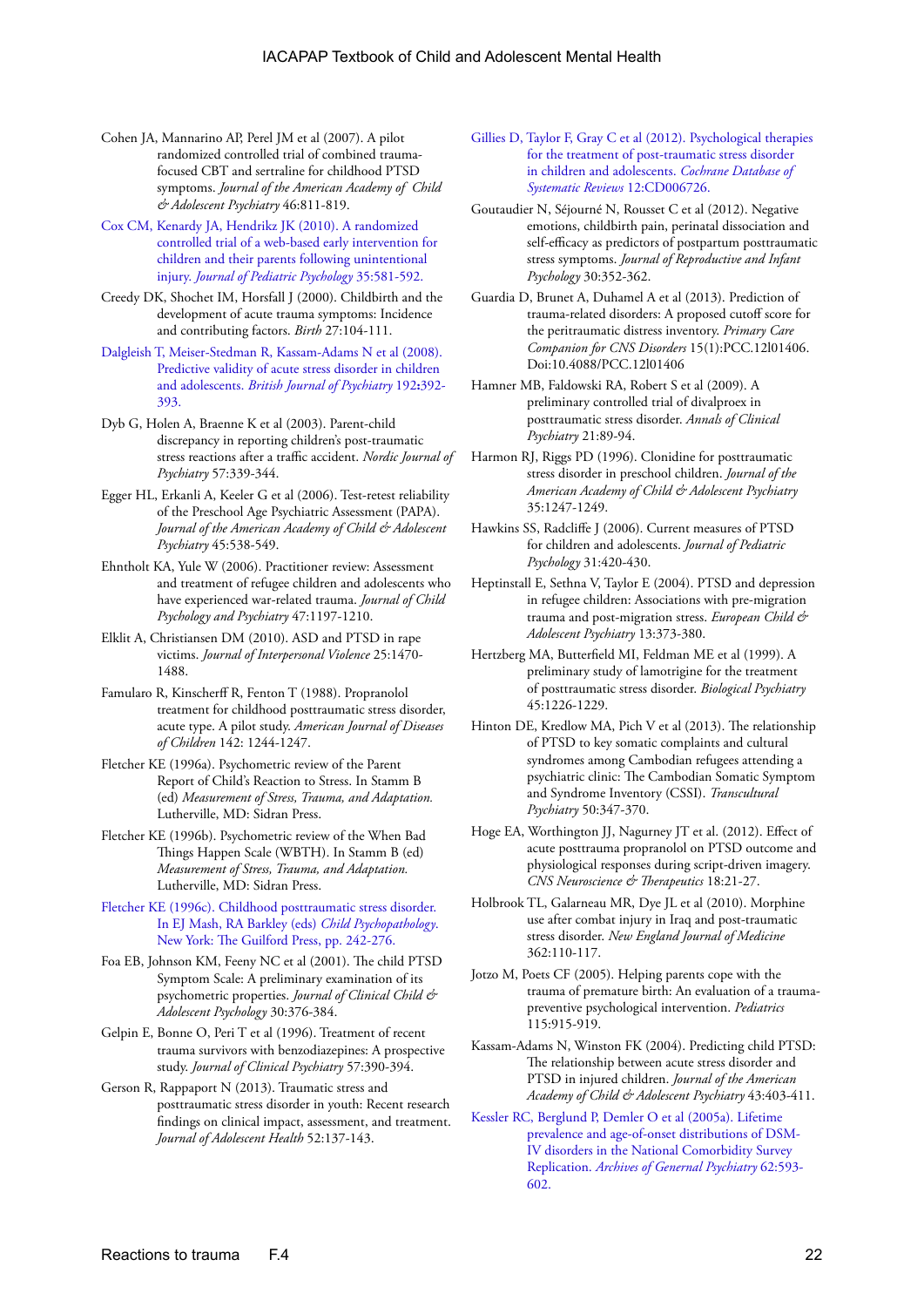Cohen JA, Mannarino AP, Perel JM et al (2007). A pilot randomized controlled trial of combined trauma-focused CBT and sertraline for childhood PTSD symptoms. *Journal of the American Academy of Child & Adolescent Psychiatry* 46:811-819.

Cox CM, Kenardy JA, Hendrikz JK (2010). A randomized controlled trial of a web-based early intervention for children and their parents following unintentional injury. *Journal of Pediatric Psychology* 35:581-592.

Creedy DK, Shochet IM, Horsfall J (2000). Childbirth and the development of acute trauma symptoms: Incidence and contributing factors. *Birth* 27:104-111.

Dalgleish T, Meiser-Stedman R, Kassam-Adams N et al (2008). Predictive validity of acute stress disorder in children and adolescents. *British Journal of Psychiatry* 192**:**392-393.

Dyb G, Holen A, Braenne K et al (2003). Parent-child discrepancy in reporting children's post-traumatic stress reactions after a traffic accident. *Nordic Journal of Psychiatry* 57:339-344.

Egger HL, Erkanli A, Keeler G et al (2006). Test-retest reliability of the Preschool Age Psychiatric Assessment (PAPA). *Journal of the American Academy of Child & Adolescent Psychiatry* 45:538-549.

Ehntholt KA, Yule W (2006). Practitioner review: Assessment and treatment of refugee children and adolescents who have experienced war-related trauma. *Journal of Child Psychology and Psychiatry* 47:1197-1210.

Elklit A, Christiansen DM (2010). ASD and PTSD in rape victims. *Journal of Interpersonal Violence* 25:1470-1488.

Famularo R, Kinscherff R, Fenton T (1988). Propranolol treatment for childhood posttraumatic stress disorder, acute type. A pilot study. *American Journal of Diseases of Children* 142: 1244-1247.

Fletcher KE (1996a). Psychometric review of the Parent Report of Child's Reaction to Stress. In Stamm B (ed) *Measurement of Stress, Trauma, and Adaptation.* Lutherville, MD: Sidran Press.

Fletcher KE (1996b). Psychometric review of the When Bad Things Happen Scale (WBTH). In Stamm B (ed) *Measurement of Stress, Trauma, and Adaptation.* Lutherville, MD: Sidran Press.

Fletcher KE (1996c). Childhood posttraumatic stress disorder. In EJ Mash, RA Barkley (eds) *Child Psychopathology*. New York: The Guilford Press, pp. 242-276.

Foa EB, Johnson KM, Feeny NC et al (2001). The child PTSD Symptom Scale: A preliminary examination of its psychometric properties. *Journal of Clinical Child & Adolescent Psychology* 30:376-384.

Gelpin E, Bonne O, Peri T et al (1996). Treatment of recent trauma survivors with benzodiazepines: A prospective study. *Journal of Clinical Psychiatry* 57:390-394.

Gerson R, Rappaport N (2013). Traumatic stress and posttraumatic stress disorder in youth: Recent research findings on clinical impact, assessment, and treatment. *Journal of Adolescent Health* 52:137-143.

Gillies D, Taylor F, Gray C et al (2012). Psychological therapies for the treatment of post-traumatic stress disorder in children and adolescents. *Cochrane Database of Systematic Reviews* 12:CD006726.

Goutaudier N, Séjourné N, Rousset C et al (2012). Negative emotions, childbirth pain, perinatal dissociation and self-efficacy as predictors of postpartum posttraumatic stress symptoms. *Journal of Reproductive and Infant Psychology* 30:352-362.

Guardia D, Brunet A, Duhamel A et al (2013). Prediction of trauma-related disorders: A proposed cutoff score for the peritraumatic distress inventory. *Primary Care Companion for CNS Disorders* 15(1):PCC.12l01406. Doi:10.4088/PCC.12l01406

Hamner MB, Faldowski RA, Robert S et al (2009). A preliminary controlled trial of divalproex in posttraumatic stress disorder. *Annals of Clinical Psychiatry* 21:89-94.

Harmon RJ, Riggs PD (1996). Clonidine for posttraumatic stress disorder in preschool children. *Journal of the American Academy of Child & Adolescent Psychiatry* 35:1247-1249.

Hawkins SS, Radcliffe J (2006). Current measures of PTSD for children and adolescents. *Journal of Pediatric Psychology* 31:420-430.

Heptinstall E, Sethna V, Taylor E (2004). PTSD and depression in refugee children: Associations with pre-migration trauma and post-migration stress. *European Child & Adolescent Psychiatry* 13:373-380.

Hertzberg MA, Butterfield MI, Feldman ME et al (1999). A preliminary study of lamotrigine for the treatment of posttraumatic stress disorder. *Biological Psychiatry* 45:1226-1229.

Hinton DE, Kredlow MA, Pich V et al (2013). The relationship of PTSD to key somatic complaints and cultural syndromes among Cambodian refugees attending a psychiatric clinic: The Cambodian Somatic Symptom and Syndrome Inventory (CSSI). *Transcultural Psychiatry* 50:347-370.

Hoge EA, Worthington JJ, Nagurney JT et al. (2012). Effect of acute posttrauma propranolol on PTSD outcome and physiological responses during script-driven imagery. *CNS Neuroscience & Therapeutics* 18:21-27.

Holbrook TL, Galarneau MR, Dye JL et al (2010). Morphine use after combat injury in Iraq and post-traumatic stress disorder. *New England Journal of Medicine* 362:110-117.

Jotzo M, Poets CF (2005). Helping parents cope with the trauma of premature birth: An evaluation of a trauma-preventive psychological intervention. *Pediatrics* 115:915-919.

Kassam-Adams N, Winston FK (2004). Predicting child PTSD: The relationship between acute stress disorder and PTSD in injured children. *Journal of the American Academy of Child & Adolescent Psychiatry* 43:403-411.

Kessler RC, Berglund P, Demler O et al (2005a). Lifetime prevalence and age-of-onset distributions of DSM-IV disorders in the National Comorbidity Survey Replication. *Archives of General Psychiatry* 62:593-602.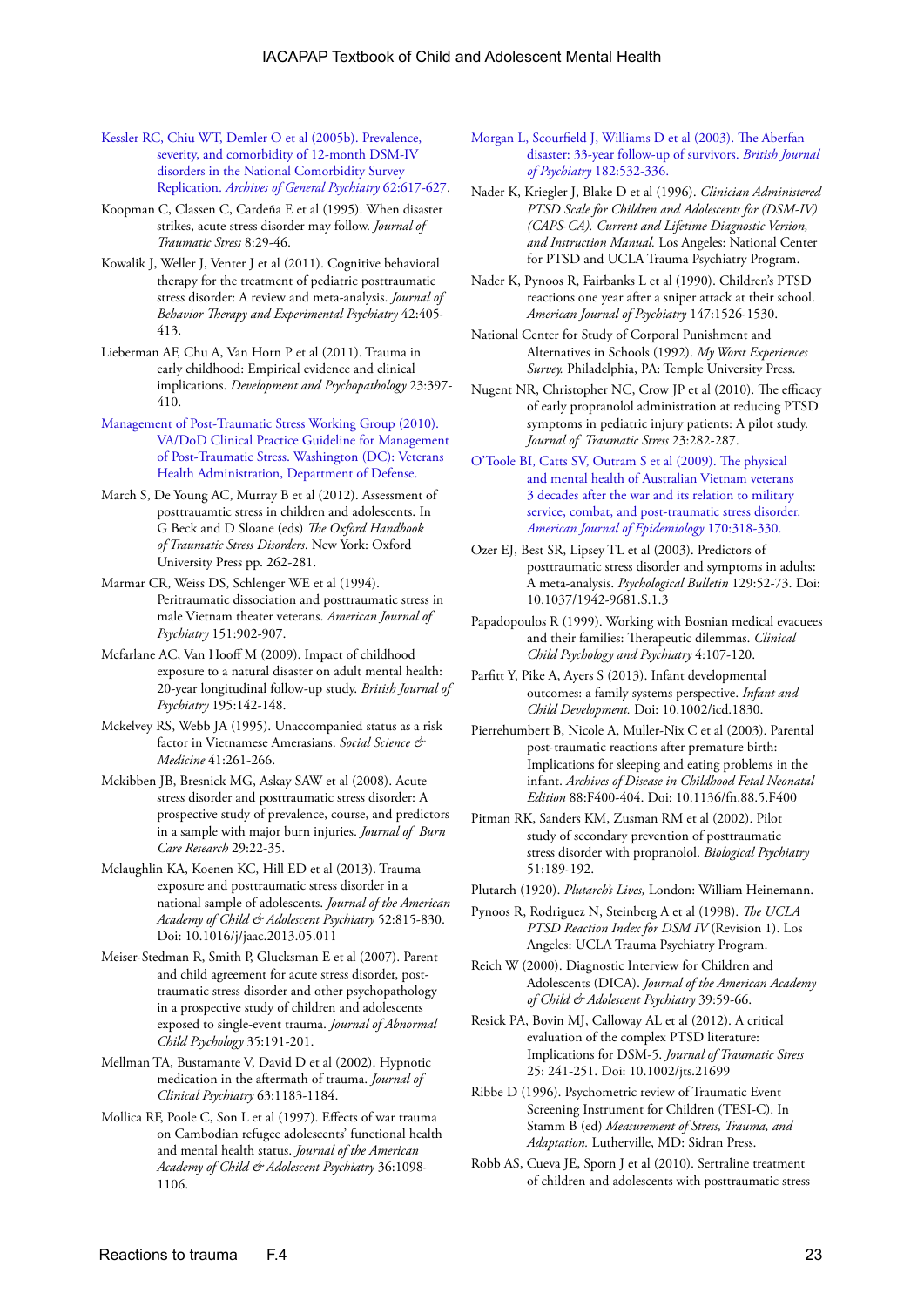Kessler RC, Chiu WT, Demler O et al (2005b). Prevalence, severity, and comorbidity of 12-month DSM-IV disorders in the National Comorbidity Survey Replication. *Archives of General Psychiatry* 62:617-627.

Koopman C, Classen C, Cardeña E et al (1995). When disaster strikes, acute stress disorder may follow. *Journal of Traumatic Stress* 8:29-46.

Kowalik J, Weller J, Venter J et al (2011). Cognitive behavioral therapy for the treatment of pediatric posttraumatic stress disorder: A review and meta-analysis. *Journal of Behavior Therapy and Experimental Psychiatry* 42:405-413.

Lieberman AF, Chu A, Van Horn P et al (2011). Trauma in early childhood: Empirical evidence and clinical implications. *Development and Psychopathology* 23:397-410.

Management of Post-Traumatic Stress Working Group (2010). VA/DoD Clinical Practice Guideline for Management of Post-Traumatic Stress. Washington (DC): Veterans Health Administration, Department of Defense.

March S, De Young AC, Murray B et al (2012). Assessment of posttrauamtic stress in children and adolescents. In G Beck and D Sloane (eds) *The Oxford Handbook of Traumatic Stress Disorders*. New York: Oxford University Press pp. 262-281.

Marmar CR, Weiss DS, Schlenger WE et al (1994). Peritraumatic dissociation and posttraumatic stress in male Vietnam theater veterans. *American Journal of Psychiatry* 151:902-907.

Mcfarlane AC, Van Hooff M (2009). Impact of childhood exposure to a natural disaster on adult mental health: 20-year longitudinal follow-up study. *British Journal of Psychiatry* 195:142-148.

Mckelvey RS, Webb JA (1995). Unaccompanied status as a risk factor in Vietnamese Amerasians. *Social Science & Medicine* 41:261-266.

Mckibben JB, Bresnick MG, Askay SAW et al (2008). Acute stress disorder and posttraumatic stress disorder: A prospective study of prevalence, course, and predictors in a sample with major burn injuries. *Journal of Burn Care Research* 29:22-35.

Mclaughlin KA, Koenen KC, Hill ED et al (2013). Trauma exposure and posttraumatic stress disorder in a national sample of adolescents. *Journal of the American Academy of Child & Adolescent Psychiatry* 52:815-830. Doi: 10.1016/j/jaac.2013.05.011

Meiser-Stedman R, Smith P, Glucksman E et al (2007). Parent and child agreement for acute stress disorder, post-traumatic stress disorder and other psychopathology in a prospective study of children and adolescents exposed to single-event trauma. *Journal of Abnormal Child Psychology* 35:191-201.

Mellman TA, Bustamante V, David D et al (2002). Hypnotic medication in the aftermath of trauma. *Journal of Clinical Psychiatry* 63:1183-1184.

Mollica RF, Poole C, Son L et al (1997). Effects of war trauma on Cambodian refugee adolescents' functional health and mental health status. *Journal of the American Academy of Child & Adolescent Psychiatry* 36:1098-1106.

Morgan L, Scourfield J, Williams D et al (2003). The Aberfan disaster: 33-year follow-up of survivors. *British Journal of Psychiatry* 182:532-336.

Nader K, Kriegler J, Blake D et al (1996). *Clinician Administered PTSD Scale for Children and Adolescents for (DSM-IV) (CAPS-CA). Current and Lifetime Diagnostic Version, and Instruction Manual.* Los Angeles: National Center for PTSD and UCLA Trauma Psychiatry Program.

Nader K, Pynoos R, Fairbanks L et al (1990). Children's PTSD reactions one year after a sniper attack at their school. *American Journal of Psychiatry* 147:1526-1530.

National Center for Study of Corporal Punishment and Alternatives in Schools (1992). *My Worst Experiences Survey.* Philadelphia, PA: Temple University Press.

Nugent NR, Christopher NC, Crow JP et al (2010). The efficacy of early propranolol administration at reducing PTSD symptoms in pediatric injury patients: A pilot study. *Journal of Traumatic Stress* 23:282-287.

O'Toole BI, Catts SV, Outram S et al (2009). The physical and mental health of Australian Vietnam veterans 3 decades after the war and its relation to military service, combat, and post-traumatic stress disorder. *American Journal of Epidemiology* 170:318-330.

Ozer EJ, Best SR, Lipsey TL et al (2003). Predictors of posttraumatic stress disorder and symptoms in adults: A meta-analysis. *Psychological Bulletin* 129:52-73. Doi: 10.1037/1942-9681.S.1.3

Papadopoulos R (1999). Working with Bosnian medical evacuees and their families: Therapeutic dilemmas. *Clinical Child Psychology and Psychiatry* 4:107-120.

Parfitt Y, Pike A, Ayers S (2013). Infant developmental outcomes: a family systems perspective. *Infant and Child Development.* Doi: 10.1002/icd.1830.

Pierrehumbert B, Nicole A, Muller-Nix C et al (2003). Parental post-traumatic reactions after premature birth: Implications for sleeping and eating problems in the infant. *Archives of Disease in Childhood Fetal Neonatal Edition* 88:F400-404. Doi: 10.1136/fn.88.5.F400

Pitman RK, Sanders KM, Zusman RM et al (2002). Pilot study of secondary prevention of posttraumatic stress disorder with propranolol. *Biological Psychiatry* 51:189-192.

Plutarch (1920). *Plutarch's Lives,* London: William Heinemann.

Pynoos R, Rodriguez N, Steinberg A et al (1998). *The UCLA PTSD Reaction Index for DSM IV* (Revision 1). Los Angeles: UCLA Trauma Psychiatry Program.

Reich W (2000). Diagnostic Interview for Children and Adolescents (DICA). *Journal of the American Academy of Child & Adolescent Psychiatry* 39:59-66.

Resick PA, Bovin MJ, Calloway AL et al (2012). A critical evaluation of the complex PTSD literature: Implications for DSM-5. *Journal of Traumatic Stress* 25: 241-251. Doi: 10.1002/jts.21699

Ribbe D (1996). Psychometric review of Traumatic Event Screening Instrument for Children (TESI-C). In Stamm B (ed) *Measurement of Stress, Trauma, and Adaptation.* Lutherville, MD: Sidran Press.

Robb AS, Cueva JE, Sporn J et al (2010). Sertraline treatment of children and adolescents with posttraumatic stress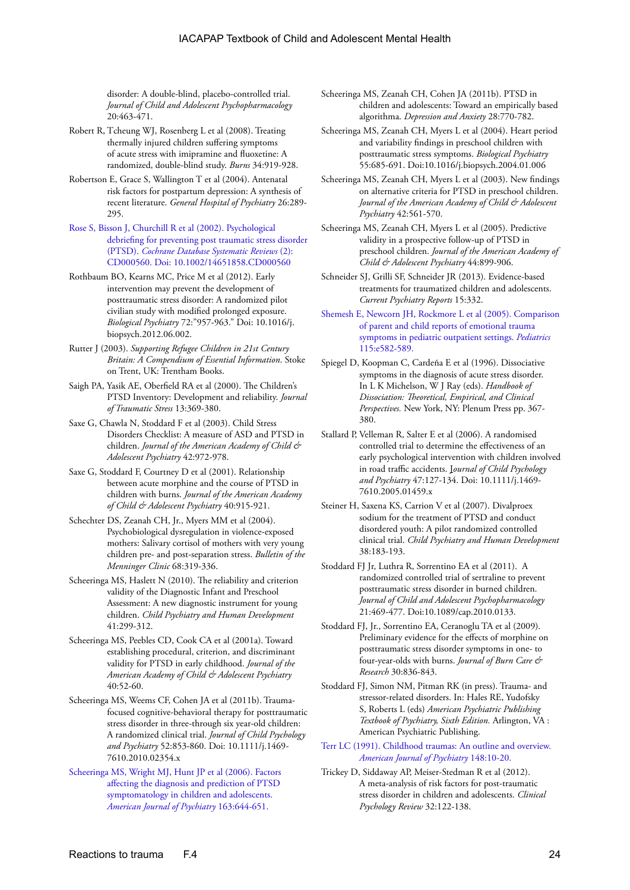disorder: A double-blind, placebo-controlled trial. *Journal of Child and Adolescent Psychopharmacology* 20:463-471.

Robert R, Tcheung WJ, Rosenberg L et al (2008). Treating thermally injured children suffering symptoms of acute stress with imipramine and fluoxetine: A randomized, double-blind study. *Burns* 34:919-928.

Robertson E, Grace S, Wallington T et al (2004). Antenatal risk factors for postpartum depression: A synthesis of recent literature. *General Hospital of Psychiatry* 26:289-295.

Rose S, Bisson J, Churchill R et al (2002). Psychological debriefing for preventing post traumatic stress disorder (PTSD). *Cochrane Database Systematic Reviews* (2): CD000560. Doi: 10.1002/14651858.CD000560

Rothbaum BO, Kearns MC, Price M et al (2012). Early intervention may prevent the development of posttraumatic stress disorder: A randomized pilot civilian study with modified prolonged exposure. *Biological Psychiatry* 72:"957-963." Doi: 10.1016/j.biopsych.2012.06.002.

Rutter J (2003). *Supporting Refugee Children in 21st Century Britain: A Compendium of Essential Information*. Stoke on Trent, UK: Trentham Books.

Saigh PA, Yasik AE, Oberfield RA et al (2000). The Children's PTSD Inventory: Development and reliability. *Journal of Traumatic Stress* 13:369-380.

Saxe G, Chawla N, Stoddard F et al (2003). Child Stress Disorders Checklist: A measure of ASD and PTSD in children. *Journal of the American Academy of Child & Adolescent Psychiatry* 42:972-978.

Saxe G, Stoddard F, Courtney D et al (2001). Relationship between acute morphine and the course of PTSD in children with burns. *Journal of the American Academy of Child & Adolescent Psychiatry* 40:915-921.

Schechter DS, Zeanah CH, Jr., Myers MM et al (2004). Psychobiological dysregulation in violence-exposed mothers: Salivary cortisol of mothers with very young children pre- and post-separation stress. *Bulletin of the Menninger Clinic* 68:319-336.

Scheeringa MS, Haslett N (2010). The reliability and criterion validity of the Diagnostic Infant and Preschool Assessment: A new diagnostic instrument for young children. *Child Psychiatry and Human Development* 41:299-312.

Scheeringa MS, Peebles CD, Cook CA et al (2001a). Toward establishing procedural, criterion, and discriminant validity for PTSD in early childhood. *Journal of the American Academy of Child & Adolescent Psychiatry* 40:52-60.

Scheeringa MS, Weems CF, Cohen JA et al (2011b). Trauma-focused cognitive-behavioral therapy for posttraumatic stress disorder in three-through six year-old children: A randomized clinical trial. *Journal of Child Psychology and Psychiatry* 52:853-860. Doi: 10.1111/j.1469-7610.2010.02354.x

Scheeringa MS, Wright MJ, Hunt JP et al (2006). Factors affecting the diagnosis and prediction of PTSD symptomatology in children and adolescents. *American Journal of Psychiatry* 163:644-651.

Scheeringa MS, Zeanah CH, Cohen JA (2011b). PTSD in children and adolescents: Toward an empirically based algorithma. *Depression and Anxiety* 28:770-782.

Scheeringa MS, Zeanah CH, Myers L et al (2004). Heart period and variability findings in preschool children with posttraumatic stress symptoms. *Biological Psychiatry* 55:685-691. Doi:10.1016/j.biopsych.2004.01.006

Scheeringa MS, Zeanah CH, Myers L et al (2003). New findings on alternative criteria for PTSD in preschool children. *Journal of the American Academy of Child & Adolescent Psychiatry* 42:561-570.

Scheeringa MS, Zeanah CH, Myers L et al (2005). Predictive validity in a prospective follow-up of PTSD in preschool children. *Journal of the American Academy of Child & Adolescent Psychiatry* 44:899-906.

Schneider SJ, Grilli SF, Schneider JR (2013). Evidence-based treatments for traumatized children and adolescents. *Current Psychiatry Reports* 15:332.

Shemesh E, Newcorn JH, Rockmore L et al (2005). Comparison of parent and child reports of emotional trauma symptoms in pediatric outpatient settings. *Pediatrics* 115:e582-589.

Spiegel D, Koopman C, Cardeña E et al (1996). Dissociative symptoms in the diagnosis of acute stress disorder. In L K Michelson, W J Ray (eds). *Handbook of Dissociation: Theoretical, Empirical, and Clinical Perspectives.* New York, NY: Plenum Press pp. 367-380.

Stallard P, Velleman R, Salter E et al (2006). A randomised controlled trial to determine the effectiveness of an early psychological intervention with children involved in road traffic accidents. *Journal of Child Psychology and Psychiatry* 47:127-134. Doi: 10.1111/j.1469-7610.2005.01459.x

Steiner H, Saxena KS, Carrion V et al (2007). Divalproex sodium for the treatment of PTSD and conduct disordered youth: A pilot randomized controlled clinical trial. *Child Psychiatry and Human Development* 38:183-193.

Stoddard FJ Jr, Luthra R, Sorrentino EA et al (2011). A randomized controlled trial of sertraline to prevent posttraumatic stress disorder in burned children. *Journal of Child and Adolescent Psychopharmacology* 21:469-477. Doi:10.1089/cap.2010.0133.

Stoddard FJ, Jr., Sorrentino EA, Ceranoglu TA et al (2009). Preliminary evidence for the effects of morphine on posttraumatic stress disorder symptoms in one- to four-year-olds with burns. *Journal of Burn Care & Research* 30:836-843.

Stoddard FJ, Simon NM, Pitman RK (in press). Trauma- and stressor-related disorders. In: Hales RE, Yudofsky S, Roberts L (eds) *American Psychiatric Publishing Textbook of Psychiatry, Sixth Edition.* Arlington, VA : American Psychiatric Publishing.

Terr LC (1991). Childhood traumas: An outline and overview. *American Journal of Psychiatry* 148:10-20.

Trickey D, Siddaway AP, Meiser-Stedman R et al (2012). A meta-analysis of risk factors for post-traumatic stress disorder in children and adolescents. *Clinical Psychology Review* 32:122-138.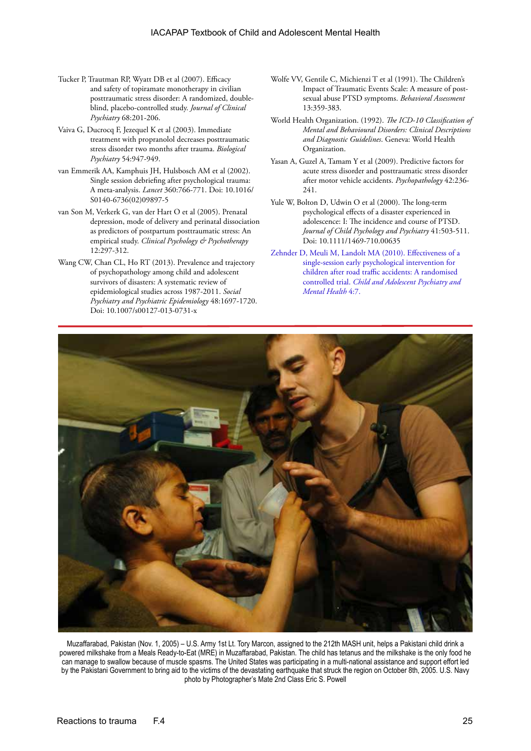Tucker P, Trautman RP, Wyatt DB et al (2007). Efficacy and safety of topiramate monotherapy in civilian posttraumatic stress disorder: A randomized, double-blind, placebo-controlled study. *Journal of Clinical Psychiatry* 68:201-206.

Vaiva G, Ducrocq F, Jezequel K et al (2003). Immediate treatment with propranolol decreases posttraumatic stress disorder two months after trauma. *Biological Psychiatry* 54:947-949.

van Emmerik AA, Kamphuis JH, Hulsbosch AM et al (2002). Single session debriefing after psychological trauma: A meta-analysis. *Lancet* 360:766-771. Doi: 10.1016/S0140-6736(02)09897-5

van Son M, Verkerk G, van der Hart O et al (2005). Prenatal depression, mode of delivery and perinatal dissociation as predictors of postpartum posttraumatic stress: An empirical study. *Clinical Psychology & Psychotherapy* 12:297-312.

Wang CW, Chan CL, Ho RT (2013). Prevalence and trajectory of psychopathology among child and adolescent survivors of disasters: A systematic review of epidemiological studies across 1987-2011. *Social Psychiatry and Psychiatric Epidemiology* 48:1697-1720. Doi: 10.1007/s00127-013-0731-x

Wolfe VV, Gentile C, Michienzi T et al (1991). The Children's Impact of Traumatic Events Scale: A measure of post-sexual abuse PTSD symptoms. *Behavioral Assessment* 13:359-383.

World Health Organization. (1992). *The ICD-10 Classification of Mental and Behavioural Disorders: Clinical Descriptions and Diagnostic Guidelines*. Geneva: World Health Organization.

Yasan A, Guzel A, Tamam Y et al (2009). Predictive factors for acute stress disorder and posttraumatic stress disorder after motor vehicle accidents. *Psychopathology* 42:236-241.

Yule W, Bolton D, Udwin O et al (2000). The long-term psychological effects of a disaster experienced in adolescence: I: The incidence and course of PTSD. *Journal of Child Psychology and Psychiatry* 41:503-511. Doi: 10.1111/1469-710.00635

Zehnder D, Meuli M, Landolt MA (2010). Effectiveness of a single-session early psychological intervention for children after road traffic accidents: A randomised controlled trial. *Child and Adolescent Psychiatry and Mental Health* 4:7.

Muzaffarabad, Pakistan (Nov. 1, 2005) – U.S. Army 1st Lt. Tory Marcon, assigned to the 212th MASH unit, helps a Pakistani child drink a powered milkshake from a Meals Ready-to-Eat (MRE) in Muzaffarabad, Pakistan. The child has tetanus and the milkshake is the only food he can manage to swallow because of muscle spasms. The United States was participating in a multi-national assistance and support effort led by the Pakistani Government to bring aid to the victims of the devastating earthquake that struck the region on October 8th, 2005. U.S. Navy photo by Photographer's Mate 2nd Class Eric S. Powell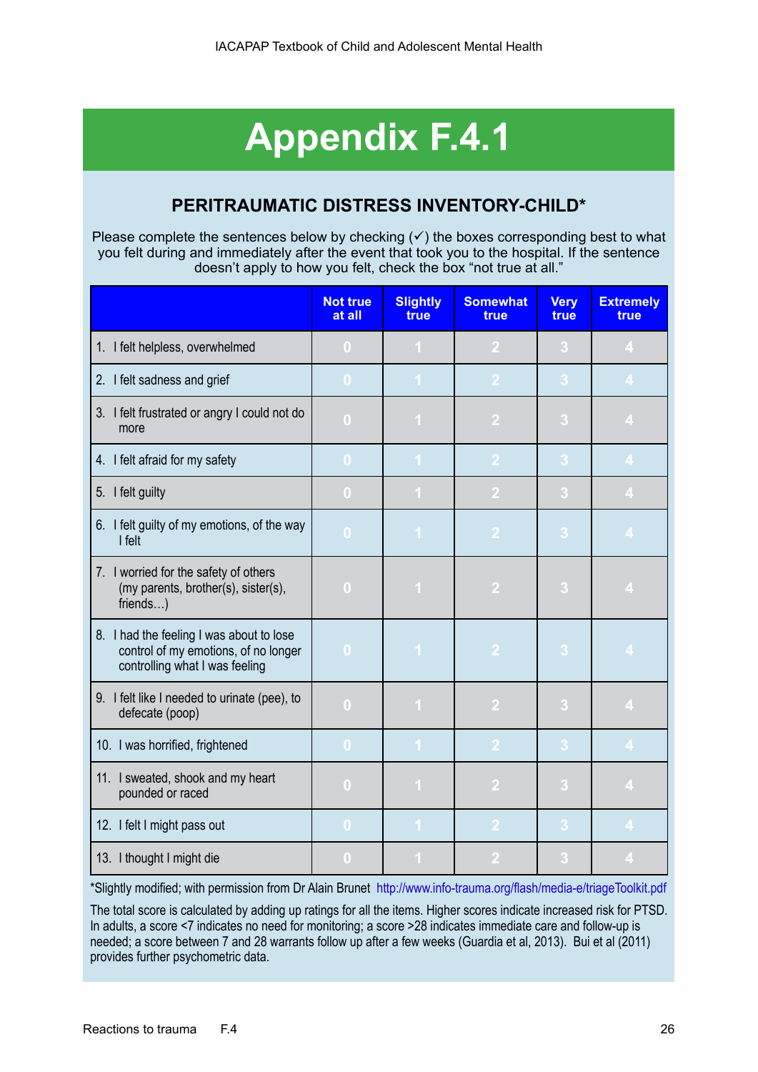# Appendix F.4.1

## PERITRAUMATIC DISTRESS INVENTORY-CHILD*

Please complete the sentences below by checking (✓) the boxes corresponding best to what you felt during and immediately after the event that took you to the hospital. If the sentence doesn't apply to how you felt, check the box "not true at all."

| | Not true at all | Slightly true | Somewhat true | Very true | Extremely true |
|---|---|---|---|---|---|
| 1. I felt helpless, overwhelmed | 0 | 1 | 2 | 3 | 4 |
| 2. I felt sadness and grief | 0 | 1 | 2 | 3 | 4 |
| 3. I felt frustrated or angry I could not do more | 0 | 1 | 2 | 3 | 4 |
| 4. I felt afraid for my safety | 0 | 1 | 2 | 3 | 4 |
| 5. I felt guilty | 0 | 1 | 2 | 3 | 4 |
| 6. I felt guilty of my emotions, of the way I felt | 0 | 1 | 2 | 3 | 4 |
| 7. I worried for the safety of others (my parents, brother(s), sister(s), friends…) | 0 | 1 | 2 | 3 | 4 |
| 8. I had the feeling I was about to lose control of my emotions, of no longer controlling what I was feeling | 0 | 1 | 2 | 3 | 4 |
| 9. I felt like I needed to urinate (pee), to defecate (poop) | 0 | 1 | 2 | 3 | 4 |
| 10. I was horrified, frightened | 0 | 1 | 2 | 3 | 4 |
| 11. I sweated, shook and my heart pounded or raced | 0 | 1 | 2 | 3 | 4 |
| 12. I felt I might pass out | 0 | 1 | 2 | 3 | 4 |
| 13. I thought I might die | 0 | 1 | 2 | 3 | 4 |

*Slightly modified; with permission from Dr Alain Brunet http://www.info-trauma.org/flash/media-e/triageToolkit.pdf

The total score is calculated by adding up ratings for all the items. Higher scores indicate increased risk for PTSD. In adults, a score <7 indicates no need for monitoring; a score >28 indicates immediate care and follow-up is needed; a score between 7 and 28 warrants follow up after a few weeks (Guardia et al, 2013). Bui et al (2011) provides further psychometric data.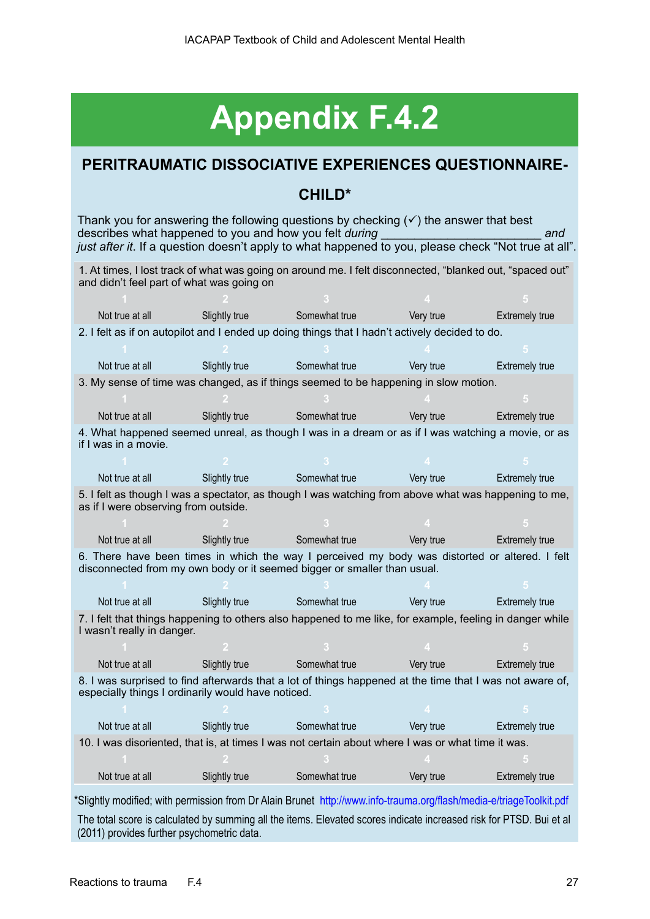# Appendix F.4.2

## PERITRAUMATIC DISSOCIATIVE EXPERIENCES QUESTIONNAIRE-CHILD*

Thank you for answering the following questions by checking (✓) the answer that best describes what happened to you and how you felt *during* _______________________ *and just after it*. If a question doesn't apply to what happened to you, please check "Not true at all".

1. At times, I lost track of what was going on around me. I felt disconnected, "blanked out, "spaced out" and didn't feel part of what was going on

| 1 | 2 | 3 | 4 | 5 |
|---|---|---|---|---|
| Not true at all | Slightly true | Somewhat true | Very true | Extremely true |

2. I felt as if on autopilot and I ended up doing things that I hadn't actively decided to do.

| 1 | 2 | 3 | 4 | 5 |
|---|---|---|---|---|
| Not true at all | Slightly true | Somewhat true | Very true | Extremely true |

3. My sense of time was changed, as if things seemed to be happening in slow motion.

| 1 | 2 | 3 | 4 | 5 |
|---|---|---|---|---|
| Not true at all | Slightly true | Somewhat true | Very true | Extremely true |

4. What happened seemed unreal, as though I was in a dream or as if I was watching a movie, or as if I was in a movie.

| 1 | 2 | 3 | 4 | 5 |
|---|---|---|---|---|
| Not true at all | Slightly true | Somewhat true | Very true | Extremely true |

5. I felt as though I was a spectator, as though I was watching from above what was happening to me, as if I were observing from outside.

| 1 | 2 | 3 | 4 | 5 |
|---|---|---|---|---|
| Not true at all | Slightly true | Somewhat true | Very true | Extremely true |

6. There have been times in which the way I perceived my body was distorted or altered. I felt disconnected from my own body or it seemed bigger or smaller than usual.

| 1 | 2 | 3 | 4 | 5 |
|---|---|---|---|---|
| Not true at all | Slightly true | Somewhat true | Very true | Extremely true |

7. I felt that things happening to others also happened to me like, for example, feeling in danger while I wasn't really in danger.

| 1 | 2 | 3 | 4 | 5 |
|---|---|---|---|---|
| Not true at all | Slightly true | Somewhat true | Very true | Extremely true |

8. I was surprised to find afterwards that a lot of things happened at the time that I was not aware of, especially things I ordinarily would have noticed.

| 1 | 2 | 3 | 4 | 5 |
|---|---|---|---|---|
| Not true at all | Slightly true | Somewhat true | Very true | Extremely true |

10. I was disoriented, that is, at times I was not certain about where I was or what time it was.

| 1 | 2 | 3 | 4 | 5 |
|---|---|---|---|---|
| Not true at all | Slightly true | Somewhat true | Very true | Extremely true |

*Slightly modified; with permission from Dr Alain Brunet http://www.info-trauma.org/flash/media-e/triageToolkit.pdf

The total score is calculated by summing all the items. Elevated scores indicate increased risk for PTSD. Bui et al (2011) provides further psychometric data.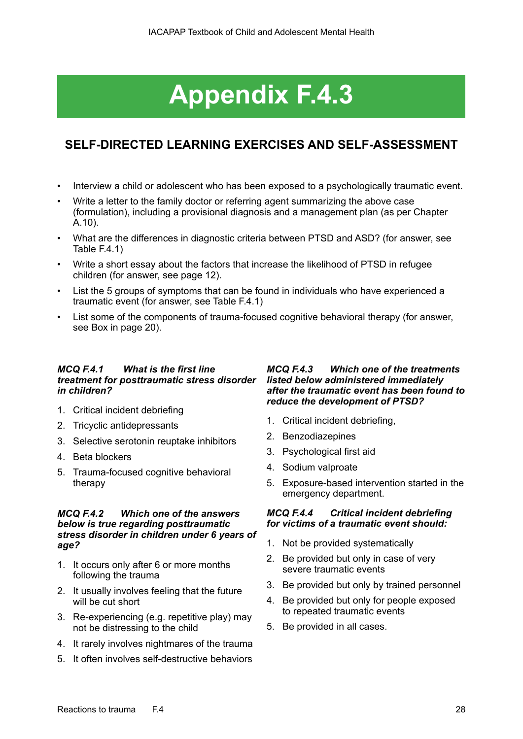# Appendix F.4.3

## SELF-DIRECTED LEARNING EXERCISES AND SELF-ASSESSMENT

- Interview a child or adolescent who has been exposed to a psychologically traumatic event.
- Write a letter to the family doctor or referring agent summarizing the above case (formulation), including a provisional diagnosis and a management plan (as per Chapter A.10).
- What are the differences in diagnostic criteria between PTSD and ASD? (for answer, see Table F.4.1)
- Write a short essay about the factors that increase the likelihood of PTSD in refugee children (for answer, see page 12).
- List the 5 groups of symptoms that can be found in individuals who have experienced a traumatic event (for answer, see Table F.4.1)
- List some of the components of trauma-focused cognitive behavioral therapy (for answer, see Box in page 20).

***MCQ F.4.1 What is the first line treatment for posttraumatic stress disorder in children?***

1. Critical incident debriefing
2. Tricyclic antidepressants
3. Selective serotonin reuptake inhibitors
4. Beta blockers
5. Trauma-focused cognitive behavioral therapy

***MCQ F.4.2 Which one of the answers below is true regarding posttraumatic stress disorder in children under 6 years of age?***

1. It occurs only after 6 or more months following the trauma
2. It usually involves feeling that the future will be cut short
3. Re-experiencing (e.g. repetitive play) may not be distressing to the child
4. It rarely involves nightmares of the trauma
5. It often involves self-destructive behaviors

***MCQ F.4.3 Which one of the treatments listed below administered immediately after the traumatic event has been found to reduce the development of PTSD?***

1. Critical incident debriefing,
2. Benzodiazepines
3. Psychological first aid
4. Sodium valproate
5. Exposure-based intervention started in the emergency department.

***MCQ F.4.4 Critical incident debriefing for victims of a traumatic event should:***

1. Not be provided systematically
2. Be provided but only in case of very severe traumatic events
3. Be provided but only by trained personnel
4. Be provided but only for people exposed to repeated traumatic events
5. Be provided in all cases.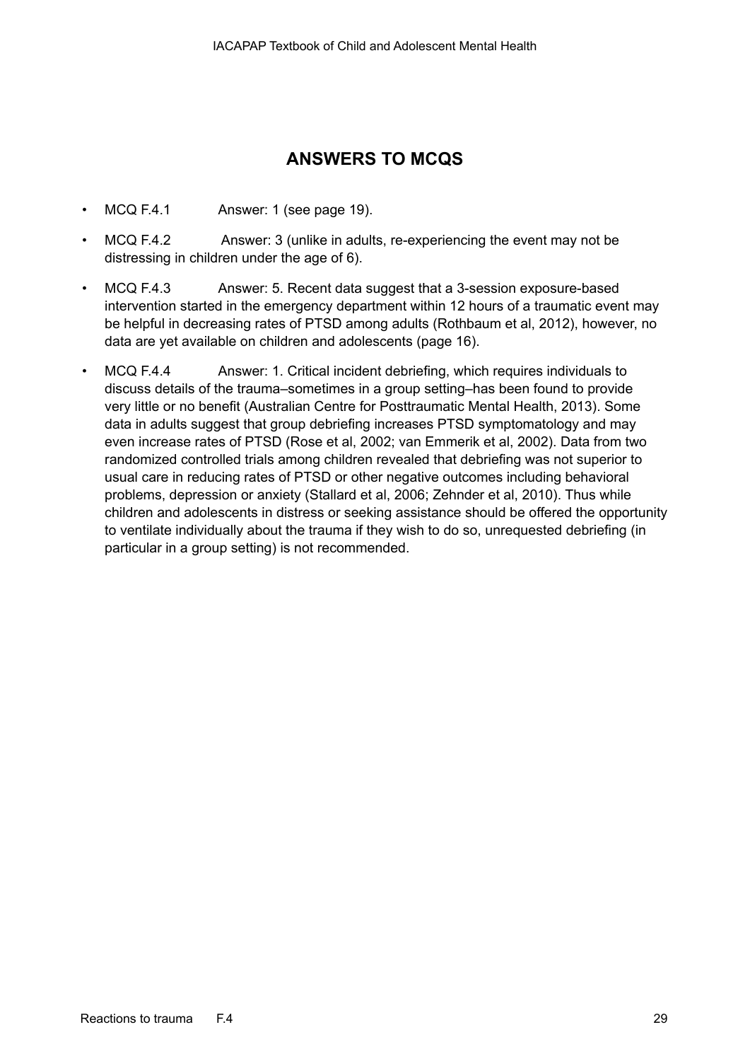## ANSWERS TO MCQS

- MCQ F.4.1 Answer: 1 (see page 19).
- MCQ F.4.2 Answer: 3 (unlike in adults, re-experiencing the event may not be distressing in children under the age of 6).
- MCQ F.4.3 Answer: 5. Recent data suggest that a 3-session exposure-based intervention started in the emergency department within 12 hours of a traumatic event may be helpful in decreasing rates of PTSD among adults (Rothbaum et al, 2012), however, no data are yet available on children and adolescents (page 16).
- MCQ F.4.4 Answer: 1. Critical incident debriefing, which requires individuals to discuss details of the trauma–sometimes in a group setting–has been found to provide very little or no benefit (Australian Centre for Posttraumatic Mental Health, 2013). Some data in adults suggest that group debriefing increases PTSD symptomatology and may even increase rates of PTSD (Rose et al, 2002; van Emmerik et al, 2002). Data from two randomized controlled trials among children revealed that debriefing was not superior to usual care in reducing rates of PTSD or other negative outcomes including behavioral problems, depression or anxiety (Stallard et al, 2006; Zehnder et al, 2010). Thus while children and adolescents in distress or seeking assistance should be offered the opportunity to ventilate individually about the trauma if they wish to do so, unrequested debriefing (in particular in a group setting) is not recommended.